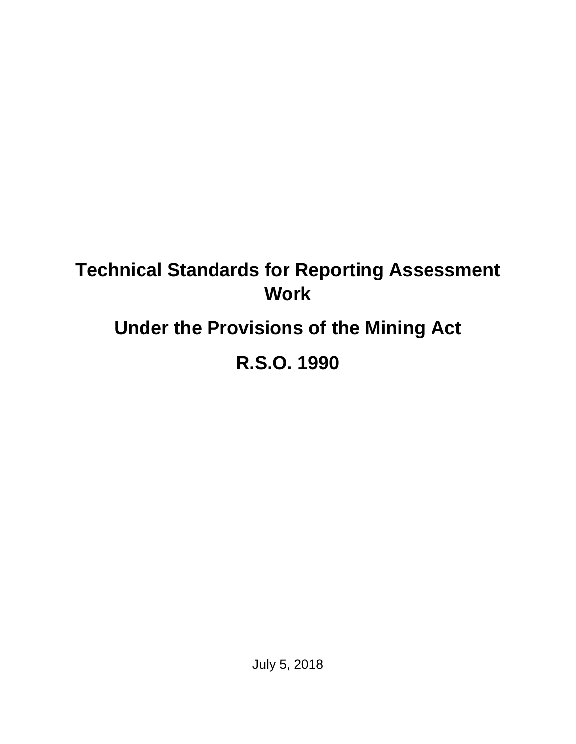# Technical Standards for Reporting Assessment Work

# Under the Provisions of the Mining Act

# R.S.O. 1990

July 5, 2018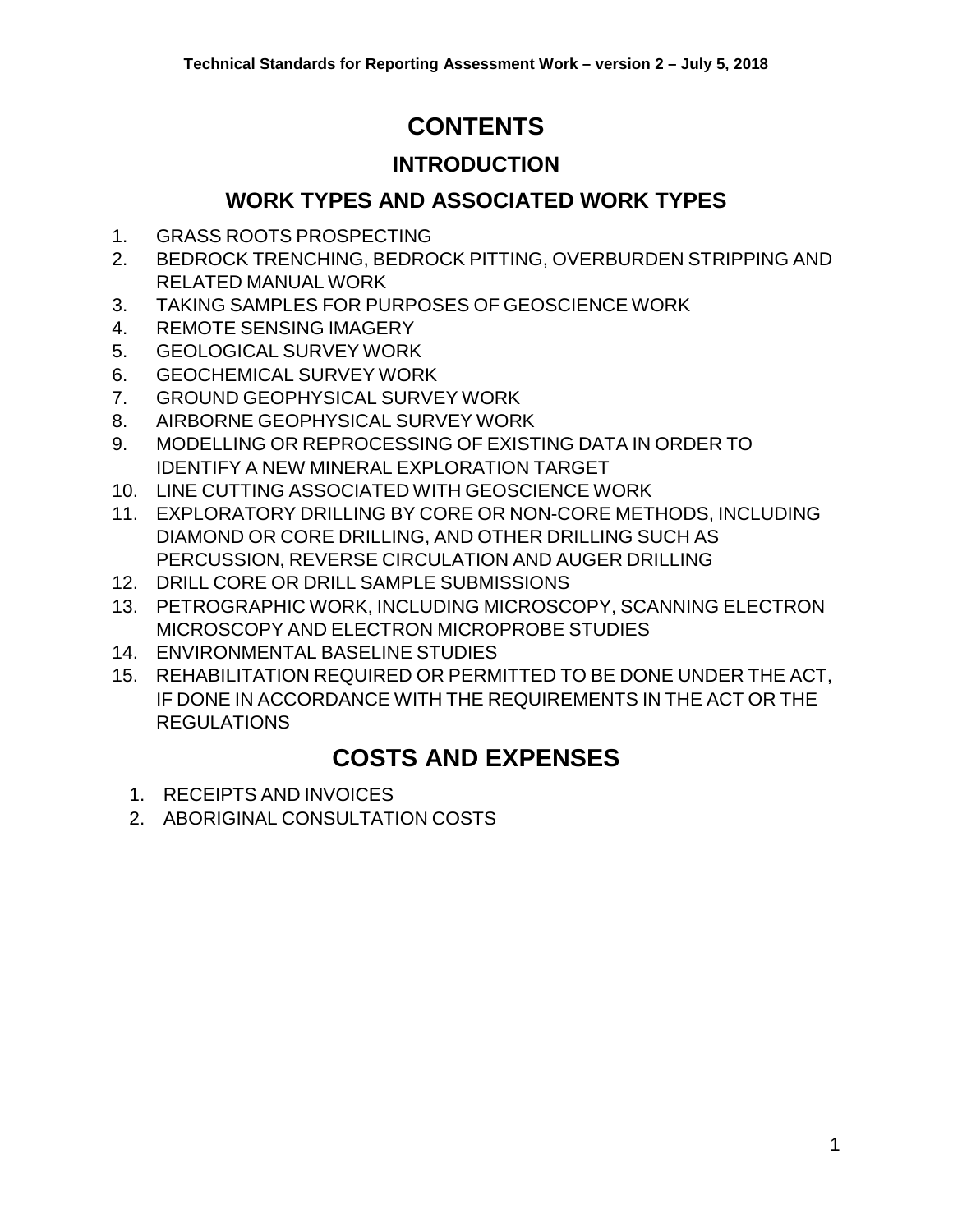# CONTENTS

## INTRODUCTION

## WORK TYPES AND ASSOCIATED WORK TYPES

1. GRASS ROOTS PROSPECTING
2. BEDROCK TRENCHING, BEDROCK PITTING, OVERBURDEN STRIPPING AND RELATED MANUAL WORK
3. TAKING SAMPLES FOR PURPOSES OF GEOSCIENCE WORK
4. REMOTE SENSING IMAGERY
5. GEOLOGICAL SURVEY WORK
6. GEOCHEMICAL SURVEY WORK
7. GROUND GEOPHYSICAL SURVEY WORK
8. AIRBORNE GEOPHYSICAL SURVEY WORK
9. MODELLING OR REPROCESSING OF EXISTING DATA IN ORDER TO IDENTIFY A NEW MINERAL EXPLORATION TARGET
10. LINE CUTTING ASSOCIATED WITH GEOSCIENCE WORK
11. EXPLORATORY DRILLING BY CORE OR NON-CORE METHODS, INCLUDING DIAMOND OR CORE DRILLING, AND OTHER DRILLING SUCH AS PERCUSSION, REVERSE CIRCULATION AND AUGER DRILLING
12. DRILL CORE OR DRILL SAMPLE SUBMISSIONS
13. PETROGRAPHIC WORK, INCLUDING MICROSCOPY, SCANNING ELECTRON MICROSCOPY AND ELECTRON MICROPROBE STUDIES
14. ENVIRONMENTAL BASELINE STUDIES
15. REHABILITATION REQUIRED OR PERMITTED TO BE DONE UNDER THE ACT, IF DONE IN ACCORDANCE WITH THE REQUIREMENTS IN THE ACT OR THE REGULATIONS

# COSTS AND EXPENSES

1. RECEIPTS AND INVOICES
2. ABORIGINAL CONSULTATION COSTS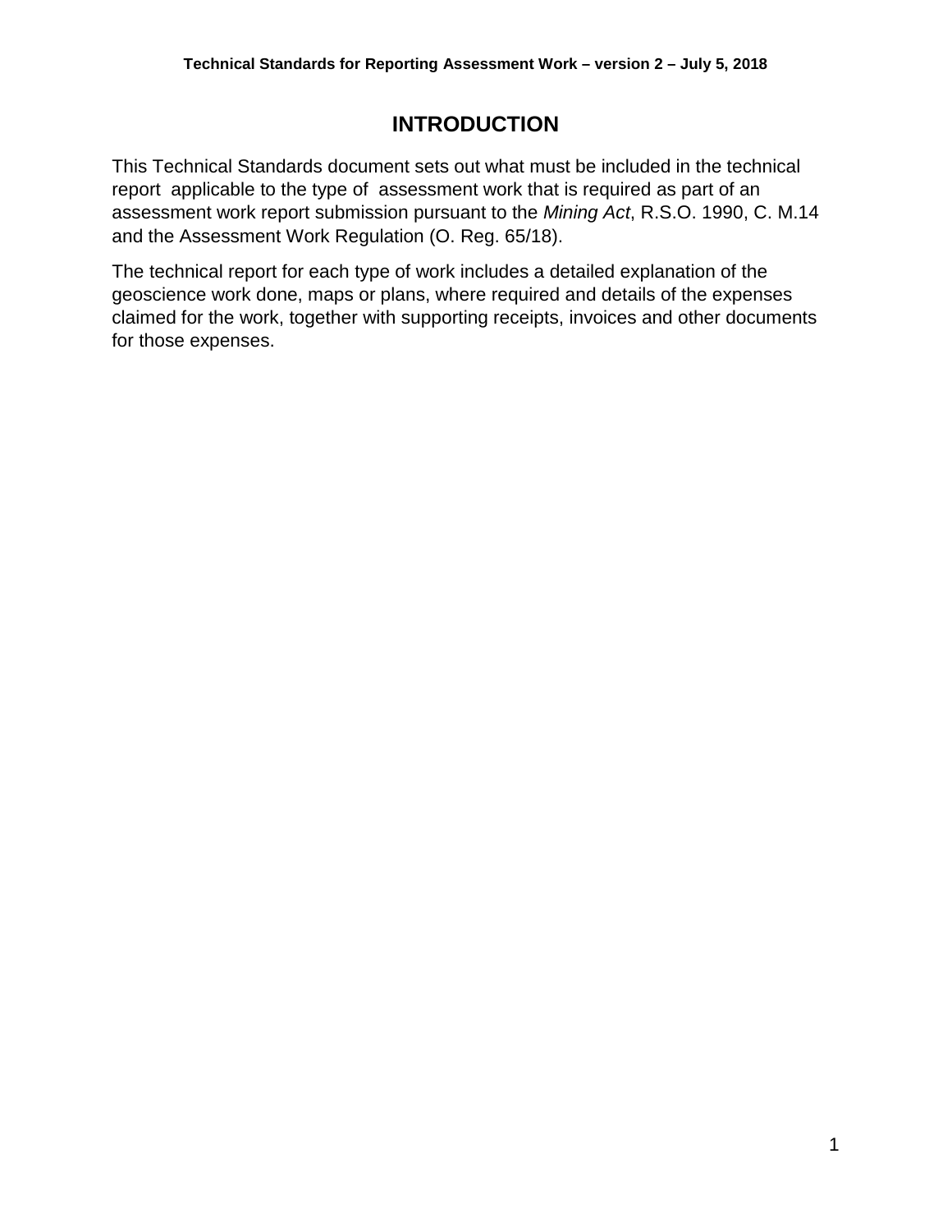# INTRODUCTION

This Technical Standards document sets out what must be included in the technical report applicable to the type of assessment work that is required as part of an assessment work report submission pursuant to the *Mining Act*, R.S.O. 1990, C. M.14 and the Assessment Work Regulation (O. Reg. 65/18).

The technical report for each type of work includes a detailed explanation of the geoscience work done, maps or plans, where required and details of the expenses claimed for the work, together with supporting receipts, invoices and other documents for those expenses.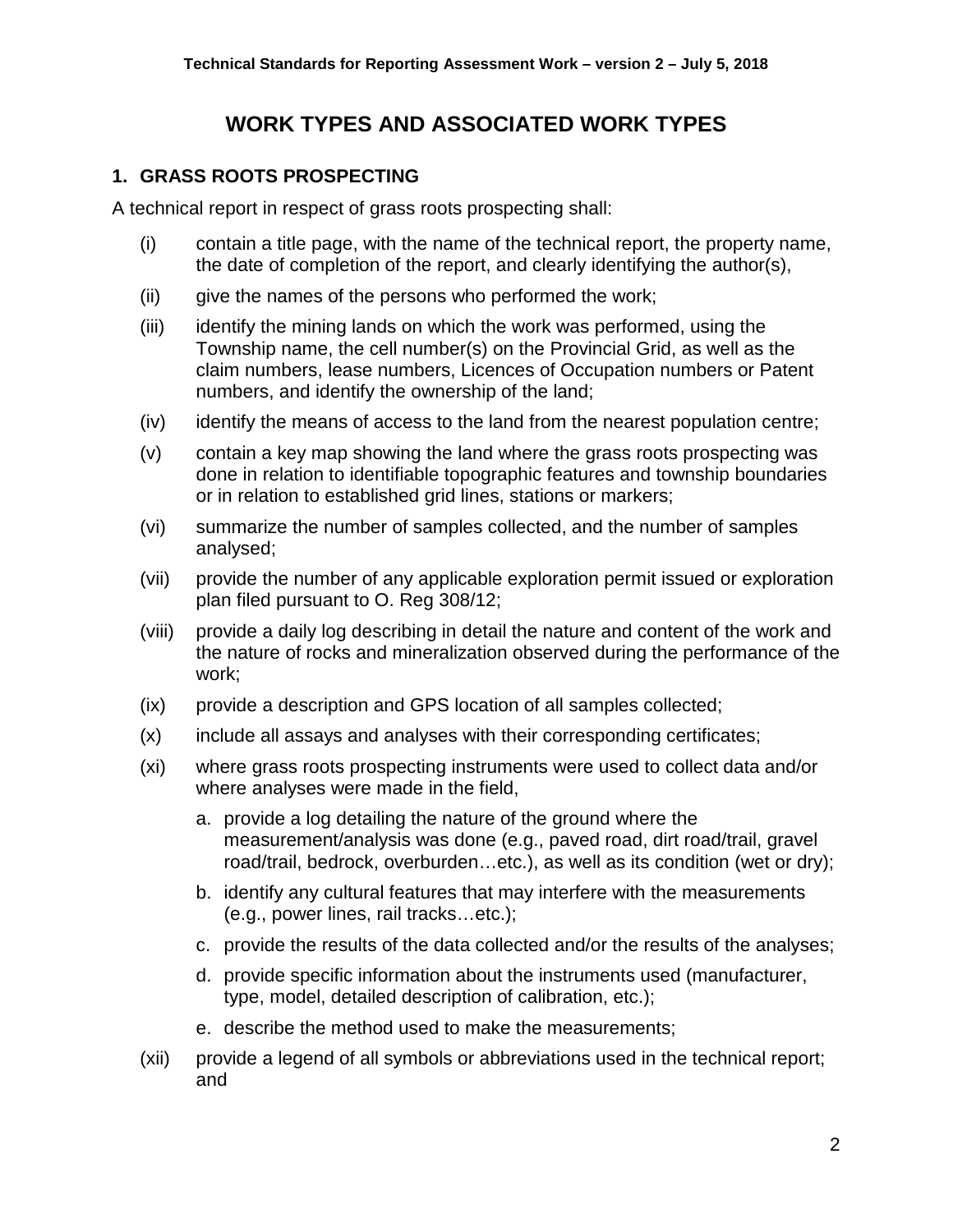# WORK TYPES AND ASSOCIATED WORK TYPES

## 1. GRASS ROOTS PROSPECTING

A technical report in respect of grass roots prospecting shall:

(i) contain a title page, with the name of the technical report, the property name, the date of completion of the report, and clearly identifying the author(s),

(ii) give the names of the persons who performed the work;

(iii) identify the mining lands on which the work was performed, using the Township name, the cell number(s) on the Provincial Grid, as well as the claim numbers, lease numbers, Licences of Occupation numbers or Patent numbers, and identify the ownership of the land;

(iv) identify the means of access to the land from the nearest population centre;

(v) contain a key map showing the land where the grass roots prospecting was done in relation to identifiable topographic features and township boundaries or in relation to established grid lines, stations or markers;

(vi) summarize the number of samples collected, and the number of samples analysed;

(vii) provide the number of any applicable exploration permit issued or exploration plan filed pursuant to O. Reg 308/12;

(viii) provide a daily log describing in detail the nature and content of the work and the nature of rocks and mineralization observed during the performance of the work;

(ix) provide a description and GPS location of all samples collected;

(x) include all assays and analyses with their corresponding certificates;

(xi) where grass roots prospecting instruments were used to collect data and/or where analyses were made in the field,

   a. provide a log detailing the nature of the ground where the measurement/analysis was done (e.g., paved road, dirt road/trail, gravel road/trail, bedrock, overburden…etc.), as well as its condition (wet or dry);

   b. identify any cultural features that may interfere with the measurements (e.g., power lines, rail tracks…etc.);

   c. provide the results of the data collected and/or the results of the analyses;

   d. provide specific information about the instruments used (manufacturer, type, model, detailed description of calibration, etc.);

   e. describe the method used to make the measurements;

(xii) provide a legend of all symbols or abbreviations used in the technical report; and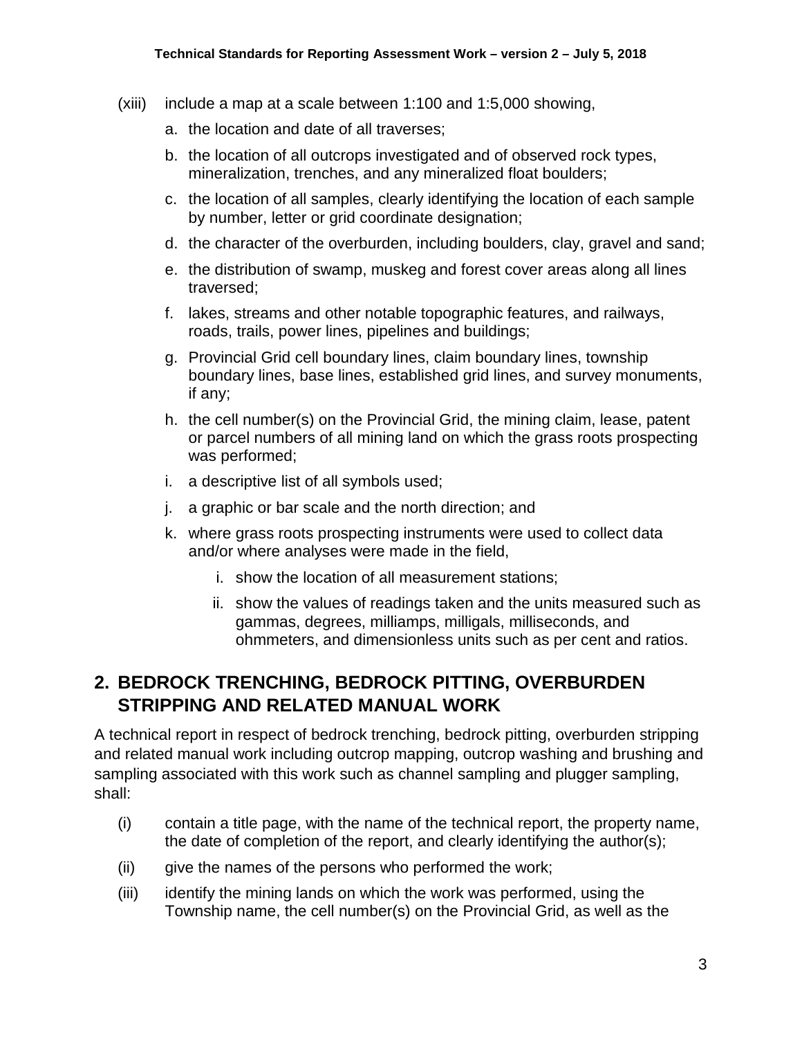(xiii) include a map at a scale between 1:100 and 1:5,000 showing,

a. the location and date of all traverses;
b. the location of all outcrops investigated and of observed rock types, mineralization, trenches, and any mineralized float boulders;
c. the location of all samples, clearly identifying the location of each sample by number, letter or grid coordinate designation;
d. the character of the overburden, including boulders, clay, gravel and sand;
e. the distribution of swamp, muskeg and forest cover areas along all lines traversed;
f. lakes, streams and other notable topographic features, and railways, roads, trails, power lines, pipelines and buildings;
g. Provincial Grid cell boundary lines, claim boundary lines, township boundary lines, base lines, established grid lines, and survey monuments, if any;
h. the cell number(s) on the Provincial Grid, the mining claim, lease, patent or parcel numbers of all mining land on which the grass roots prospecting was performed;
i. a descriptive list of all symbols used;
j. a graphic or bar scale and the north direction; and
k. where grass roots prospecting instruments were used to collect data and/or where analyses were made in the field,
   i. show the location of all measurement stations;
   ii. show the values of readings taken and the units measured such as gammas, degrees, milliamps, milligals, milliseconds, and ohmmeters, and dimensionless units such as per cent and ratios.

## 2. BEDROCK TRENCHING, BEDROCK PITTING, OVERBURDEN STRIPPING AND RELATED MANUAL WORK

A technical report in respect of bedrock trenching, bedrock pitting, overburden stripping and related manual work including outcrop mapping, outcrop washing and brushing and sampling associated with this work such as channel sampling and plugger sampling, shall:

(i) contain a title page, with the name of the technical report, the property name, the date of completion of the report, and clearly identifying the author(s);

(ii) give the names of the persons who performed the work;

(iii) identify the mining lands on which the work was performed, using the Township name, the cell number(s) on the Provincial Grid, as well as the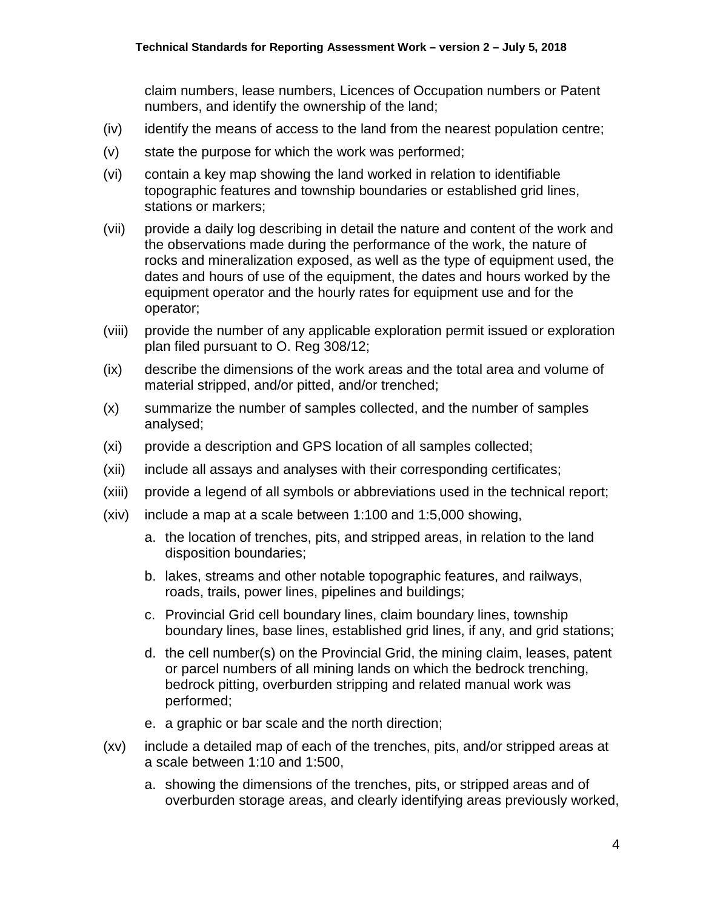claim numbers, lease numbers, Licences of Occupation numbers or Patent numbers, and identify the ownership of the land;

(iv) identify the means of access to the land from the nearest population centre;

(v) state the purpose for which the work was performed;

(vi) contain a key map showing the land worked in relation to identifiable topographic features and township boundaries or established grid lines, stations or markers;

(vii) provide a daily log describing in detail the nature and content of the work and the observations made during the performance of the work, the nature of rocks and mineralization exposed, as well as the type of equipment used, the dates and hours of use of the equipment, the dates and hours worked by the equipment operator and the hourly rates for equipment use and for the operator;

(viii) provide the number of any applicable exploration permit issued or exploration plan filed pursuant to O. Reg 308/12;

(ix) describe the dimensions of the work areas and the total area and volume of material stripped, and/or pitted, and/or trenched;

(x) summarize the number of samples collected, and the number of samples analysed;

(xi) provide a description and GPS location of all samples collected;

(xii) include all assays and analyses with their corresponding certificates;

(xiii) provide a legend of all symbols or abbreviations used in the technical report;

(xiv) include a map at a scale between 1:100 and 1:5,000 showing,

   a. the location of trenches, pits, and stripped areas, in relation to the land disposition boundaries;

   b. lakes, streams and other notable topographic features, and railways, roads, trails, power lines, pipelines and buildings;

   c. Provincial Grid cell boundary lines, claim boundary lines, township boundary lines, base lines, established grid lines, if any, and grid stations;

   d. the cell number(s) on the Provincial Grid, the mining claim, leases, patent or parcel numbers of all mining lands on which the bedrock trenching, bedrock pitting, overburden stripping and related manual work was performed;

   e. a graphic or bar scale and the north direction;

(xv) include a detailed map of each of the trenches, pits, and/or stripped areas at a scale between 1:10 and 1:500,

   a. showing the dimensions of the trenches, pits, or stripped areas and of overburden storage areas, and clearly identifying areas previously worked,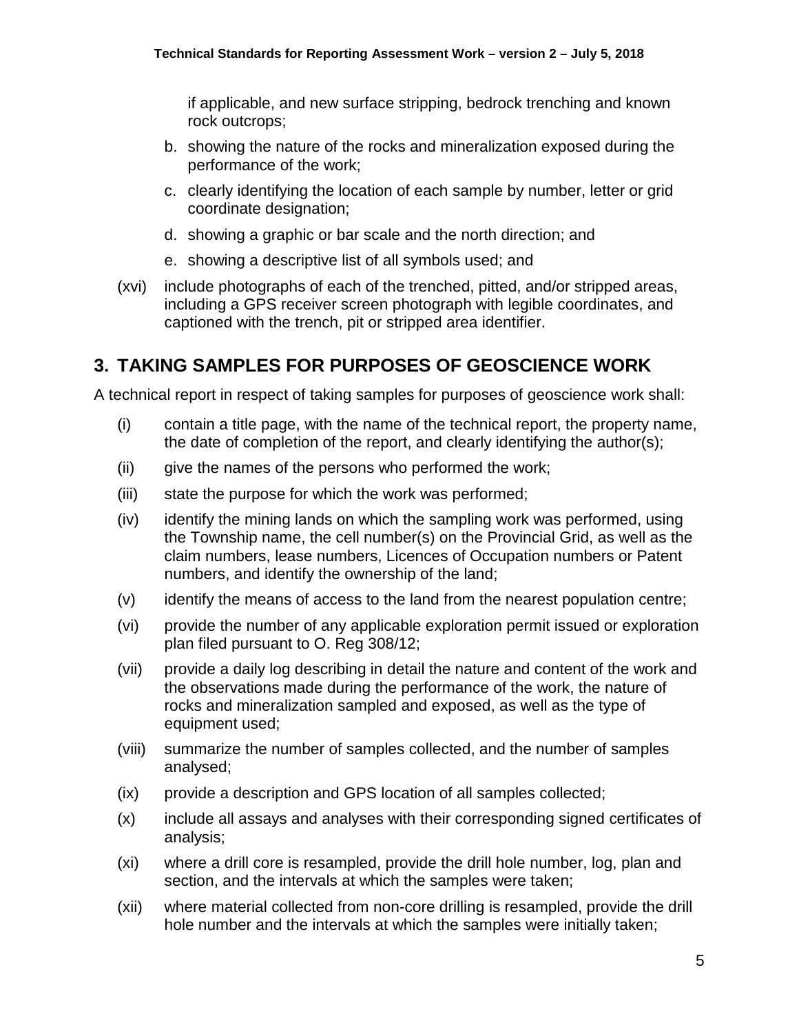if applicable, and new surface stripping, bedrock trenching and known rock outcrops;

b. showing the nature of the rocks and mineralization exposed during the performance of the work;

c. clearly identifying the location of each sample by number, letter or grid coordinate designation;

d. showing a graphic or bar scale and the north direction; and

e. showing a descriptive list of all symbols used; and

(xvi) include photographs of each of the trenched, pitted, and/or stripped areas, including a GPS receiver screen photograph with legible coordinates, and captioned with the trench, pit or stripped area identifier.

## 3. TAKING SAMPLES FOR PURPOSES OF GEOSCIENCE WORK

A technical report in respect of taking samples for purposes of geoscience work shall:

(i) contain a title page, with the name of the technical report, the property name, the date of completion of the report, and clearly identifying the author(s);

(ii) give the names of the persons who performed the work;

(iii) state the purpose for which the work was performed;

(iv) identify the mining lands on which the sampling work was performed, using the Township name, the cell number(s) on the Provincial Grid, as well as the claim numbers, lease numbers, Licences of Occupation numbers or Patent numbers, and identify the ownership of the land;

(v) identify the means of access to the land from the nearest population centre;

(vi) provide the number of any applicable exploration permit issued or exploration plan filed pursuant to O. Reg 308/12;

(vii) provide a daily log describing in detail the nature and content of the work and the observations made during the performance of the work, the nature of rocks and mineralization sampled and exposed, as well as the type of equipment used;

(viii) summarize the number of samples collected, and the number of samples analysed;

(ix) provide a description and GPS location of all samples collected;

(x) include all assays and analyses with their corresponding signed certificates of analysis;

(xi) where a drill core is resampled, provide the drill hole number, log, plan and section, and the intervals at which the samples were taken;

(xii) where material collected from non-core drilling is resampled, provide the drill hole number and the intervals at which the samples were initially taken;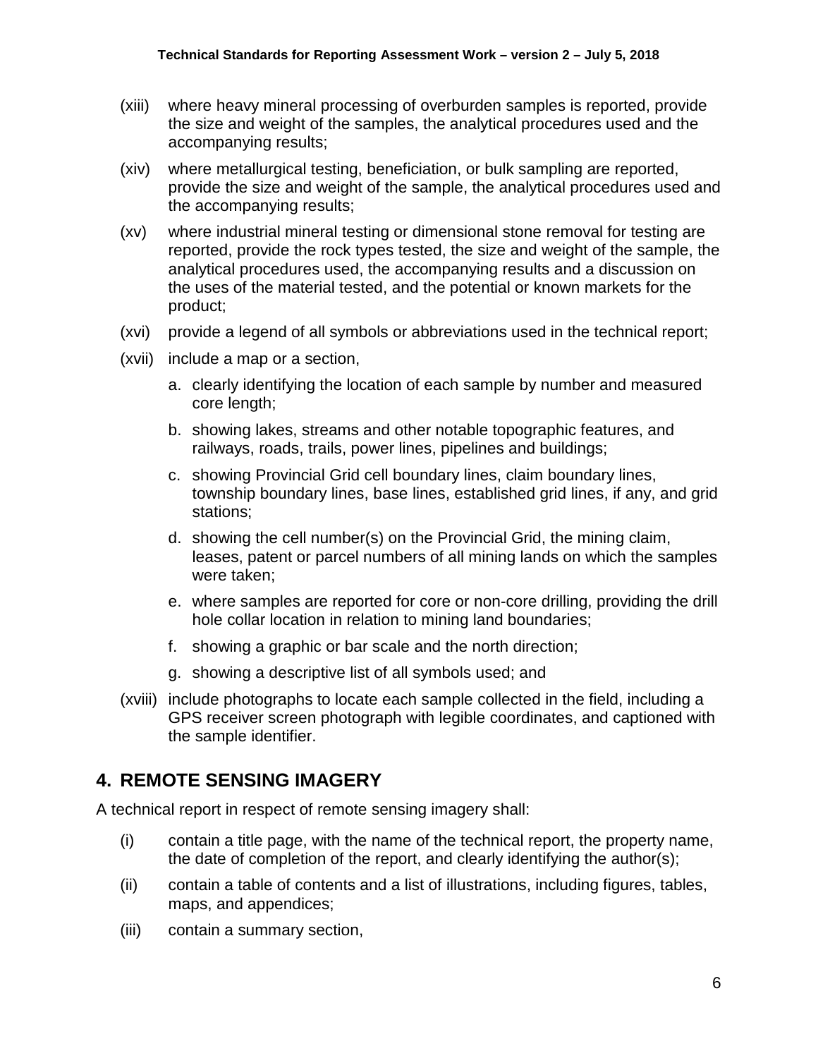(xiii) where heavy mineral processing of overburden samples is reported, provide the size and weight of the samples, the analytical procedures used and the accompanying results;

(xiv) where metallurgical testing, beneficiation, or bulk sampling are reported, provide the size and weight of the sample, the analytical procedures used and the accompanying results;

(xv) where industrial mineral testing or dimensional stone removal for testing are reported, provide the rock types tested, the size and weight of the sample, the analytical procedures used, the accompanying results and a discussion on the uses of the material tested, and the potential or known markets for the product;

(xvi) provide a legend of all symbols or abbreviations used in the technical report;

(xvii) include a map or a section,

a. clearly identifying the location of each sample by number and measured core length;

b. showing lakes, streams and other notable topographic features, and railways, roads, trails, power lines, pipelines and buildings;

c. showing Provincial Grid cell boundary lines, claim boundary lines, township boundary lines, base lines, established grid lines, if any, and grid stations;

d. showing the cell number(s) on the Provincial Grid, the mining claim, leases, patent or parcel numbers of all mining lands on which the samples were taken;

e. where samples are reported for core or non-core drilling, providing the drill hole collar location in relation to mining land boundaries;

f. showing a graphic or bar scale and the north direction;

g. showing a descriptive list of all symbols used; and

(xviii) include photographs to locate each sample collected in the field, including a GPS receiver screen photograph with legible coordinates, and captioned with the sample identifier.

## 4. REMOTE SENSING IMAGERY

A technical report in respect of remote sensing imagery shall:

(i) contain a title page, with the name of the technical report, the property name, the date of completion of the report, and clearly identifying the author(s);

(ii) contain a table of contents and a list of illustrations, including figures, tables, maps, and appendices;

(iii) contain a summary section,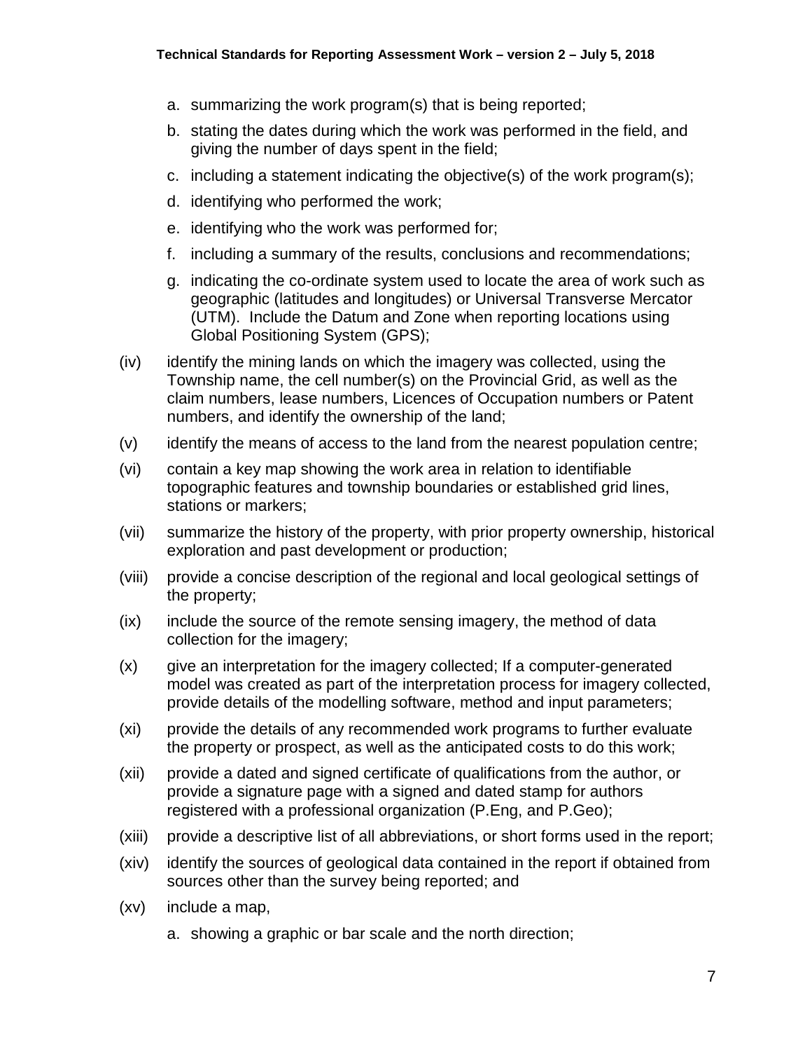a. summarizing the work program(s) that is being reported;
b. stating the dates during which the work was performed in the field, and giving the number of days spent in the field;
c. including a statement indicating the objective(s) of the work program(s);
d. identifying who performed the work;
e. identifying who the work was performed for;
f. including a summary of the results, conclusions and recommendations;
g. indicating the co-ordinate system used to locate the area of work such as geographic (latitudes and longitudes) or Universal Transverse Mercator (UTM). Include the Datum and Zone when reporting locations using Global Positioning System (GPS);

(iv) identify the mining lands on which the imagery was collected, using the Township name, the cell number(s) on the Provincial Grid, as well as the claim numbers, lease numbers, Licences of Occupation numbers or Patent numbers, and identify the ownership of the land;

(v) identify the means of access to the land from the nearest population centre;

(vi) contain a key map showing the work area in relation to identifiable topographic features and township boundaries or established grid lines, stations or markers;

(vii) summarize the history of the property, with prior property ownership, historical exploration and past development or production;

(viii) provide a concise description of the regional and local geological settings of the property;

(ix) include the source of the remote sensing imagery, the method of data collection for the imagery;

(x) give an interpretation for the imagery collected; If a computer-generated model was created as part of the interpretation process for imagery collected, provide details of the modelling software, method and input parameters;

(xi) provide the details of any recommended work programs to further evaluate the property or prospect, as well as the anticipated costs to do this work;

(xii) provide a dated and signed certificate of qualifications from the author, or provide a signature page with a signed and dated stamp for authors registered with a professional organization (P.Eng, and P.Geo);

(xiii) provide a descriptive list of all abbreviations, or short forms used in the report;

(xiv) identify the sources of geological data contained in the report if obtained from sources other than the survey being reported; and

(xv) include a map,

a. showing a graphic or bar scale and the north direction;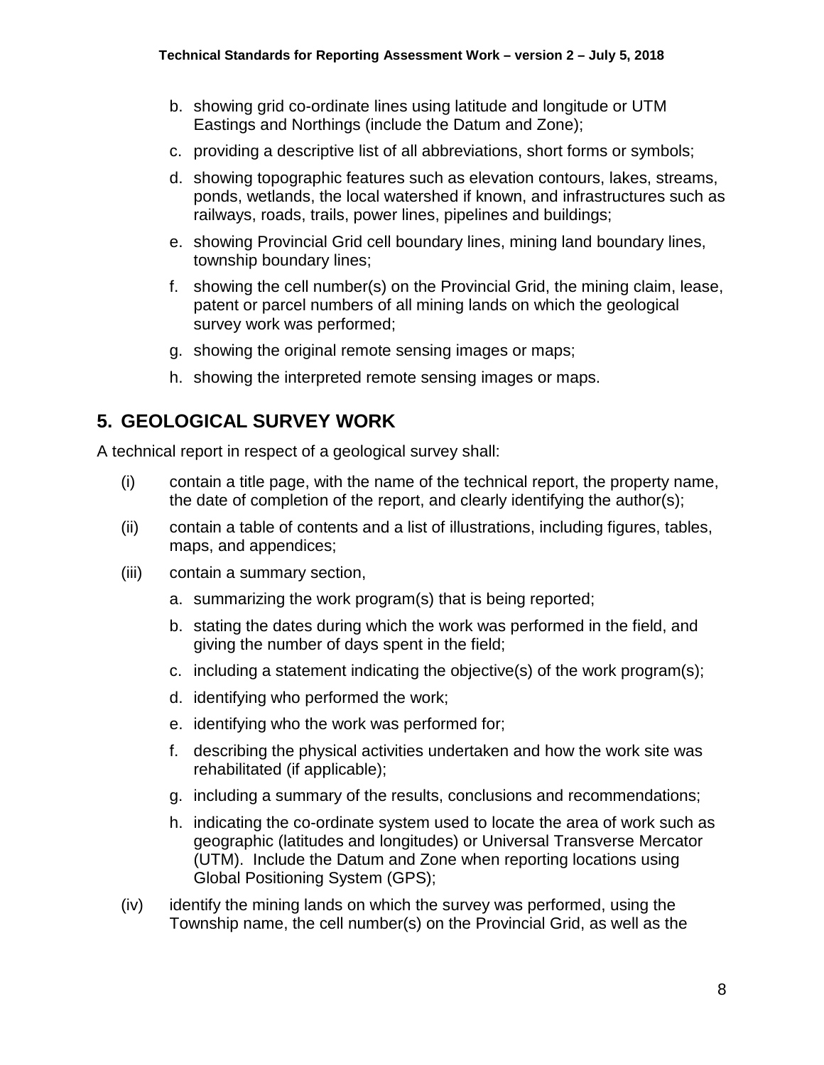b. showing grid co-ordinate lines using latitude and longitude or UTM Eastings and Northings (include the Datum and Zone);

c. providing a descriptive list of all abbreviations, short forms or symbols;

d. showing topographic features such as elevation contours, lakes, streams, ponds, wetlands, the local watershed if known, and infrastructures such as railways, roads, trails, power lines, pipelines and buildings;

e. showing Provincial Grid cell boundary lines, mining land boundary lines, township boundary lines;

f. showing the cell number(s) on the Provincial Grid, the mining claim, lease, patent or parcel numbers of all mining lands on which the geological survey work was performed;

g. showing the original remote sensing images or maps;

h. showing the interpreted remote sensing images or maps.

## 5. GEOLOGICAL SURVEY WORK

A technical report in respect of a geological survey shall:

(i) contain a title page, with the name of the technical report, the property name, the date of completion of the report, and clearly identifying the author(s);

(ii) contain a table of contents and a list of illustrations, including figures, tables, maps, and appendices;

(iii) contain a summary section,

a. summarizing the work program(s) that is being reported;

b. stating the dates during which the work was performed in the field, and giving the number of days spent in the field;

c. including a statement indicating the objective(s) of the work program(s);

d. identifying who performed the work;

e. identifying who the work was performed for;

f. describing the physical activities undertaken and how the work site was rehabilitated (if applicable);

g. including a summary of the results, conclusions and recommendations;

h. indicating the co-ordinate system used to locate the area of work such as geographic (latitudes and longitudes) or Universal Transverse Mercator (UTM). Include the Datum and Zone when reporting locations using Global Positioning System (GPS);

(iv) identify the mining lands on which the survey was performed, using the Township name, the cell number(s) on the Provincial Grid, as well as the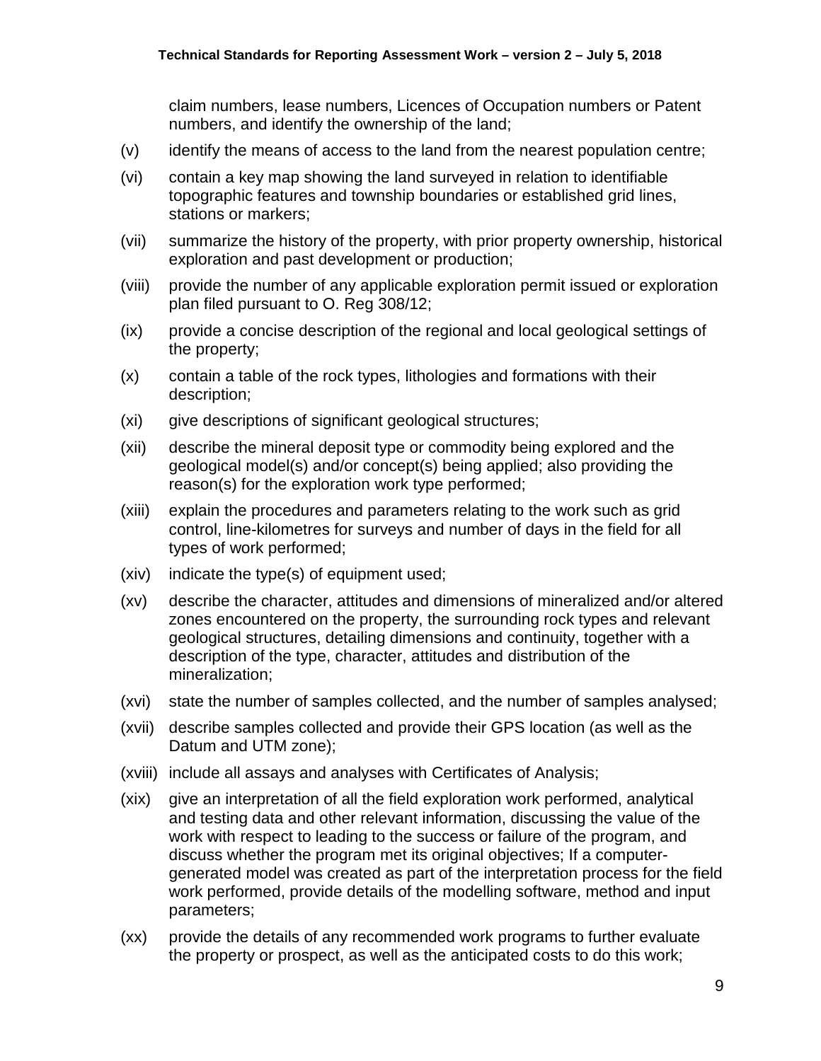claim numbers, lease numbers, Licences of Occupation numbers or Patent numbers, and identify the ownership of the land;

(v) identify the means of access to the land from the nearest population centre;

(vi) contain a key map showing the land surveyed in relation to identifiable topographic features and township boundaries or established grid lines, stations or markers;

(vii) summarize the history of the property, with prior property ownership, historical exploration and past development or production;

(viii) provide the number of any applicable exploration permit issued or exploration plan filed pursuant to O. Reg 308/12;

(ix) provide a concise description of the regional and local geological settings of the property;

(x) contain a table of the rock types, lithologies and formations with their description;

(xi) give descriptions of significant geological structures;

(xii) describe the mineral deposit type or commodity being explored and the geological model(s) and/or concept(s) being applied; also providing the reason(s) for the exploration work type performed;

(xiii) explain the procedures and parameters relating to the work such as grid control, line-kilometres for surveys and number of days in the field for all types of work performed;

(xiv) indicate the type(s) of equipment used;

(xv) describe the character, attitudes and dimensions of mineralized and/or altered zones encountered on the property, the surrounding rock types and relevant geological structures, detailing dimensions and continuity, together with a description of the type, character, attitudes and distribution of the mineralization;

(xvi) state the number of samples collected, and the number of samples analysed;

(xvii) describe samples collected and provide their GPS location (as well as the Datum and UTM zone);

(xviii) include all assays and analyses with Certificates of Analysis;

(xix) give an interpretation of all the field exploration work performed, analytical and testing data and other relevant information, discussing the value of the work with respect to leading to the success or failure of the program, and discuss whether the program met its original objectives; If a computer-generated model was created as part of the interpretation process for the field work performed, provide details of the modelling software, method and input parameters;

(xx) provide the details of any recommended work programs to further evaluate the property or prospect, as well as the anticipated costs to do this work;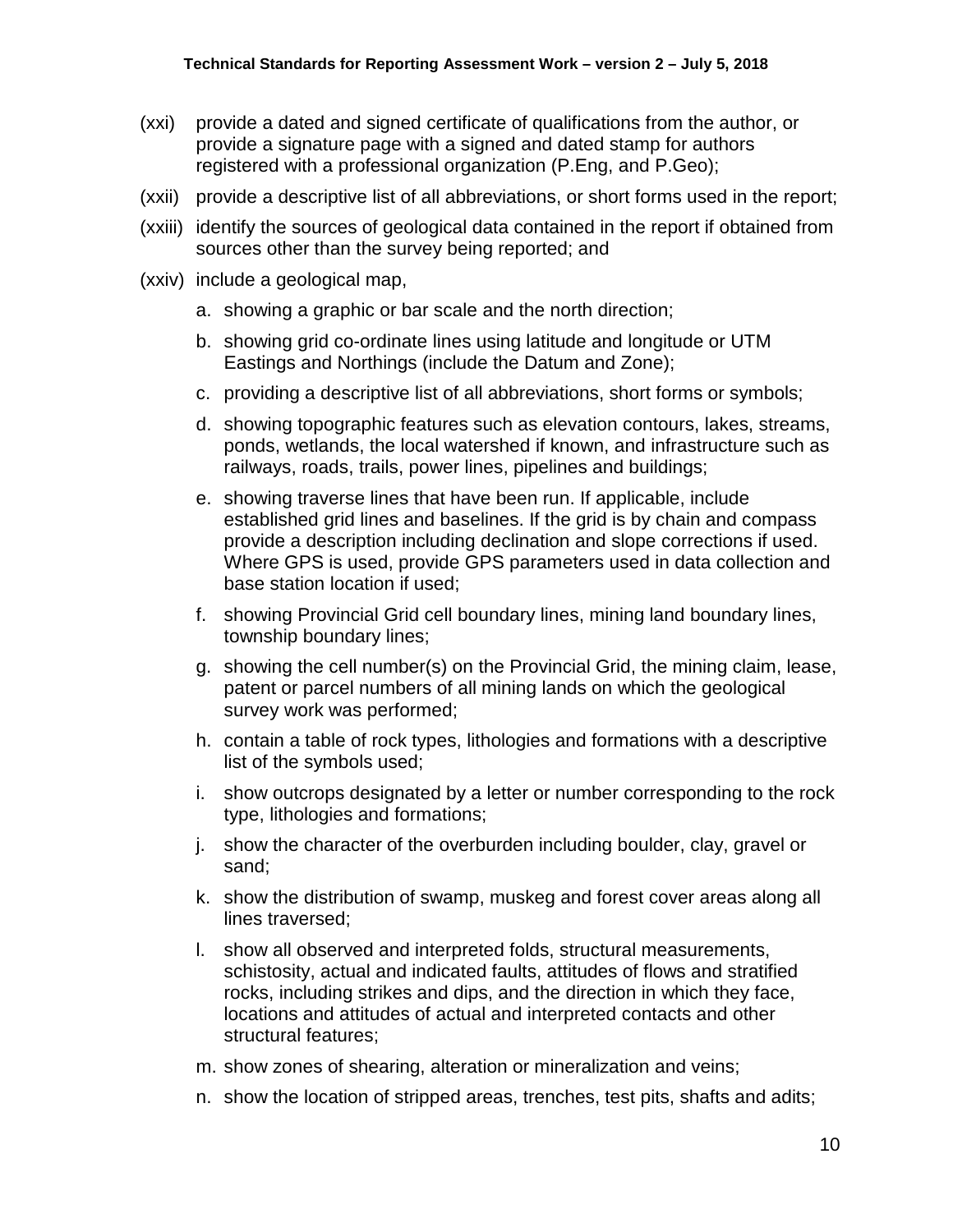(xxi) provide a dated and signed certificate of qualifications from the author, or provide a signature page with a signed and dated stamp for authors registered with a professional organization (P.Eng, and P.Geo);

(xxii) provide a descriptive list of all abbreviations, or short forms used in the report;

(xxiii) identify the sources of geological data contained in the report if obtained from sources other than the survey being reported; and

(xxiv) include a geological map,

a. showing a graphic or bar scale and the north direction;

b. showing grid co-ordinate lines using latitude and longitude or UTM Eastings and Northings (include the Datum and Zone);

c. providing a descriptive list of all abbreviations, short forms or symbols;

d. showing topographic features such as elevation contours, lakes, streams, ponds, wetlands, the local watershed if known, and infrastructure such as railways, roads, trails, power lines, pipelines and buildings;

e. showing traverse lines that have been run. If applicable, include established grid lines and baselines. If the grid is by chain and compass provide a description including declination and slope corrections if used. Where GPS is used, provide GPS parameters used in data collection and base station location if used;

f. showing Provincial Grid cell boundary lines, mining land boundary lines, township boundary lines;

g. showing the cell number(s) on the Provincial Grid, the mining claim, lease, patent or parcel numbers of all mining lands on which the geological survey work was performed;

h. contain a table of rock types, lithologies and formations with a descriptive list of the symbols used;

i. show outcrops designated by a letter or number corresponding to the rock type, lithologies and formations;

j. show the character of the overburden including boulder, clay, gravel or sand;

k. show the distribution of swamp, muskeg and forest cover areas along all lines traversed;

l. show all observed and interpreted folds, structural measurements, schistosity, actual and indicated faults, attitudes of flows and stratified rocks, including strikes and dips, and the direction in which they face, locations and attitudes of actual and interpreted contacts and other structural features;

m. show zones of shearing, alteration or mineralization and veins;

n. show the location of stripped areas, trenches, test pits, shafts and adits;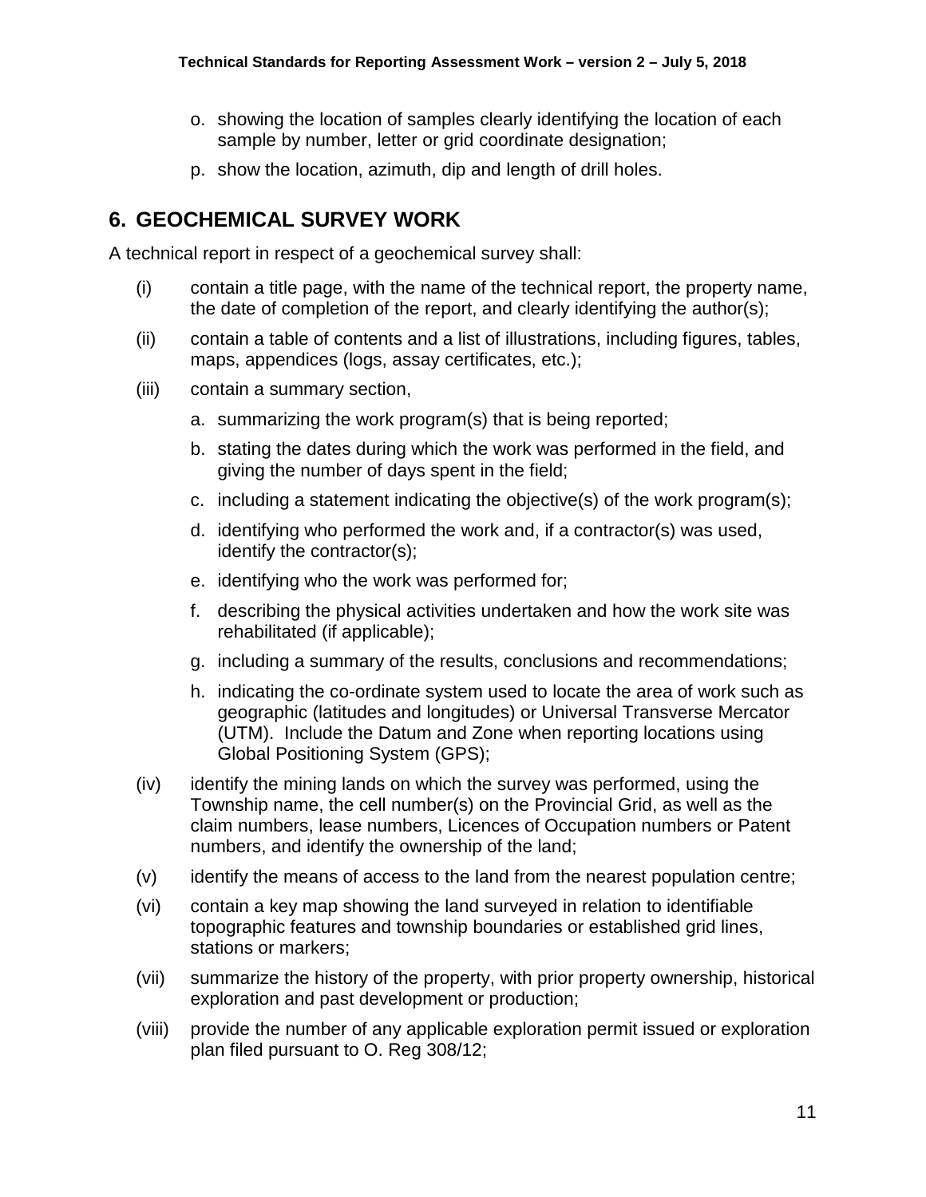o. showing the location of samples clearly identifying the location of each sample by number, letter or grid coordinate designation;

p. show the location, azimuth, dip and length of drill holes.

## 6. GEOCHEMICAL SURVEY WORK

A technical report in respect of a geochemical survey shall:

(i) contain a title page, with the name of the technical report, the property name, the date of completion of the report, and clearly identifying the author(s);

(ii) contain a table of contents and a list of illustrations, including figures, tables, maps, appendices (logs, assay certificates, etc.);

(iii) contain a summary section,

   a. summarizing the work program(s) that is being reported;

   b. stating the dates during which the work was performed in the field, and giving the number of days spent in the field;

   c. including a statement indicating the objective(s) of the work program(s);

   d. identifying who performed the work and, if a contractor(s) was used, identify the contractor(s);

   e. identifying who the work was performed for;

   f. describing the physical activities undertaken and how the work site was rehabilitated (if applicable);

   g. including a summary of the results, conclusions and recommendations;

   h. indicating the co-ordinate system used to locate the area of work such as geographic (latitudes and longitudes) or Universal Transverse Mercator (UTM). Include the Datum and Zone when reporting locations using Global Positioning System (GPS);

(iv) identify the mining lands on which the survey was performed, using the Township name, the cell number(s) on the Provincial Grid, as well as the claim numbers, lease numbers, Licences of Occupation numbers or Patent numbers, and identify the ownership of the land;

(v) identify the means of access to the land from the nearest population centre;

(vi) contain a key map showing the land surveyed in relation to identifiable topographic features and township boundaries or established grid lines, stations or markers;

(vii) summarize the history of the property, with prior property ownership, historical exploration and past development or production;

(viii) provide the number of any applicable exploration permit issued or exploration plan filed pursuant to O. Reg 308/12;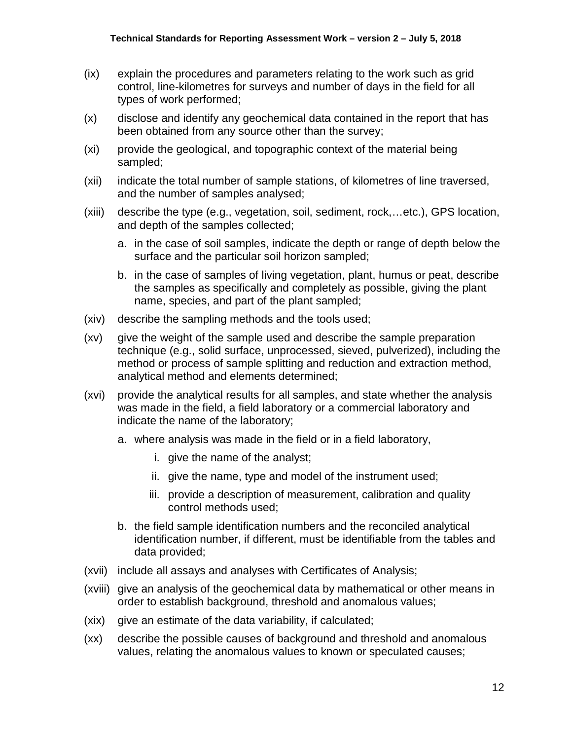(ix) explain the procedures and parameters relating to the work such as grid control, line-kilometres for surveys and number of days in the field for all types of work performed;

(x) disclose and identify any geochemical data contained in the report that has been obtained from any source other than the survey;

(xi) provide the geological, and topographic context of the material being sampled;

(xii) indicate the total number of sample stations, of kilometres of line traversed, and the number of samples analysed;

(xiii) describe the type (e.g., vegetation, soil, sediment, rock,…etc.), GPS location, and depth of the samples collected;

   a. in the case of soil samples, indicate the depth or range of depth below the surface and the particular soil horizon sampled;

   b. in the case of samples of living vegetation, plant, humus or peat, describe the samples as specifically and completely as possible, giving the plant name, species, and part of the plant sampled;

(xiv) describe the sampling methods and the tools used;

(xv) give the weight of the sample used and describe the sample preparation technique (e.g., solid surface, unprocessed, sieved, pulverized), including the method or process of sample splitting and reduction and extraction method, analytical method and elements determined;

(xvi) provide the analytical results for all samples, and state whether the analysis was made in the field, a field laboratory or a commercial laboratory and indicate the name of the laboratory;

   a. where analysis was made in the field or in a field laboratory,

      i. give the name of the analyst;

      ii. give the name, type and model of the instrument used;

      iii. provide a description of measurement, calibration and quality control methods used;

   b. the field sample identification numbers and the reconciled analytical identification number, if different, must be identifiable from the tables and data provided;

(xvii) include all assays and analyses with Certificates of Analysis;

(xviii) give an analysis of the geochemical data by mathematical or other means in order to establish background, threshold and anomalous values;

(xix) give an estimate of the data variability, if calculated;

(xx) describe the possible causes of background and threshold and anomalous values, relating the anomalous values to known or speculated causes;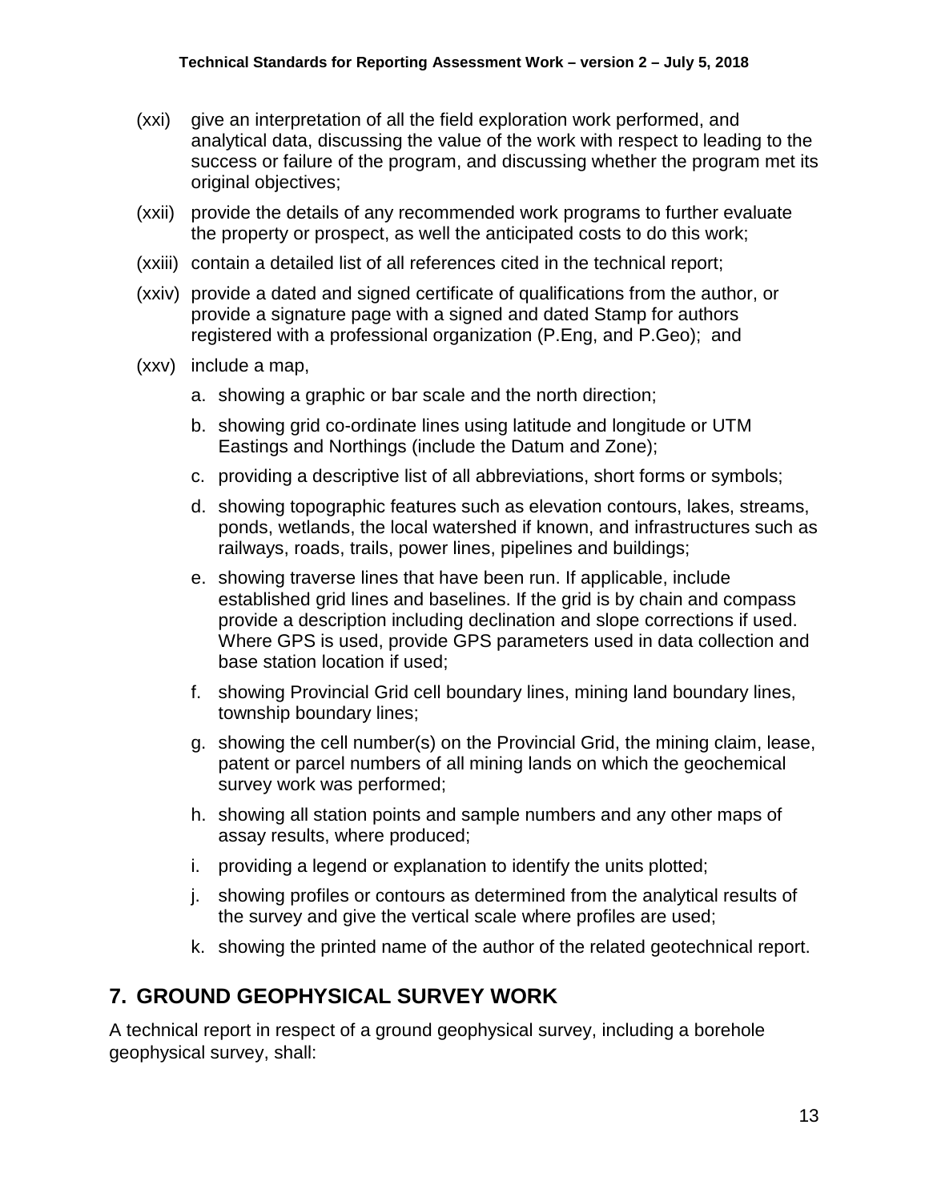(xxi) give an interpretation of all the field exploration work performed, and analytical data, discussing the value of the work with respect to leading to the success or failure of the program, and discussing whether the program met its original objectives;

(xxii) provide the details of any recommended work programs to further evaluate the property or prospect, as well the anticipated costs to do this work;

(xxiii) contain a detailed list of all references cited in the technical report;

(xxiv) provide a dated and signed certificate of qualifications from the author, or provide a signature page with a signed and dated Stamp for authors registered with a professional organization (P.Eng, and P.Geo); and

(xxv) include a map,

a. showing a graphic or bar scale and the north direction;

b. showing grid co-ordinate lines using latitude and longitude or UTM Eastings and Northings (include the Datum and Zone);

c. providing a descriptive list of all abbreviations, short forms or symbols;

d. showing topographic features such as elevation contours, lakes, streams, ponds, wetlands, the local watershed if known, and infrastructures such as railways, roads, trails, power lines, pipelines and buildings;

e. showing traverse lines that have been run. If applicable, include established grid lines and baselines. If the grid is by chain and compass provide a description including declination and slope corrections if used. Where GPS is used, provide GPS parameters used in data collection and base station location if used;

f. showing Provincial Grid cell boundary lines, mining land boundary lines, township boundary lines;

g. showing the cell number(s) on the Provincial Grid, the mining claim, lease, patent or parcel numbers of all mining lands on which the geochemical survey work was performed;

h. showing all station points and sample numbers and any other maps of assay results, where produced;

i. providing a legend or explanation to identify the units plotted;

j. showing profiles or contours as determined from the analytical results of the survey and give the vertical scale where profiles are used;

k. showing the printed name of the author of the related geotechnical report.

## 7. GROUND GEOPHYSICAL SURVEY WORK

A technical report in respect of a ground geophysical survey, including a borehole geophysical survey, shall: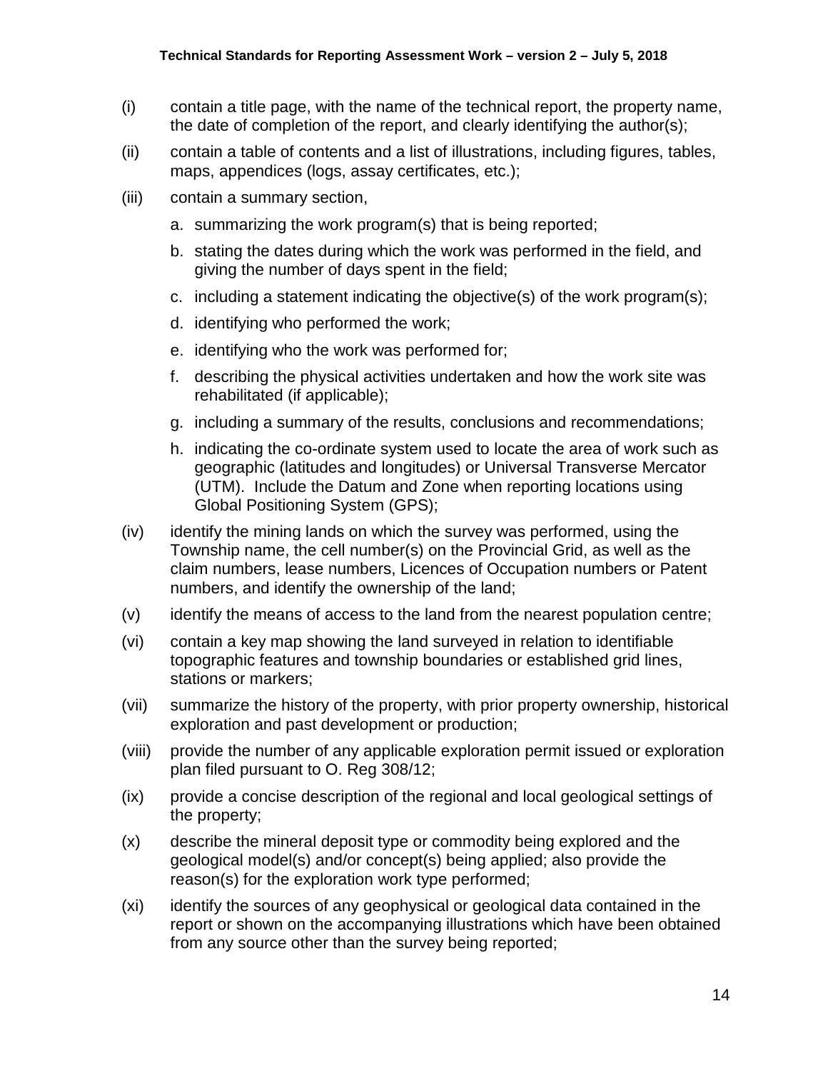(i) contain a title page, with the name of the technical report, the property name, the date of completion of the report, and clearly identifying the author(s);

(ii) contain a table of contents and a list of illustrations, including figures, tables, maps, appendices (logs, assay certificates, etc.);

(iii) contain a summary section,

   a. summarizing the work program(s) that is being reported;

   b. stating the dates during which the work was performed in the field, and giving the number of days spent in the field;

   c. including a statement indicating the objective(s) of the work program(s);

   d. identifying who performed the work;

   e. identifying who the work was performed for;

   f. describing the physical activities undertaken and how the work site was rehabilitated (if applicable);

   g. including a summary of the results, conclusions and recommendations;

   h. indicating the co-ordinate system used to locate the area of work such as geographic (latitudes and longitudes) or Universal Transverse Mercator (UTM). Include the Datum and Zone when reporting locations using Global Positioning System (GPS);

(iv) identify the mining lands on which the survey was performed, using the Township name, the cell number(s) on the Provincial Grid, as well as the claim numbers, lease numbers, Licences of Occupation numbers or Patent numbers, and identify the ownership of the land;

(v) identify the means of access to the land from the nearest population centre;

(vi) contain a key map showing the land surveyed in relation to identifiable topographic features and township boundaries or established grid lines, stations or markers;

(vii) summarize the history of the property, with prior property ownership, historical exploration and past development or production;

(viii) provide the number of any applicable exploration permit issued or exploration plan filed pursuant to O. Reg 308/12;

(ix) provide a concise description of the regional and local geological settings of the property;

(x) describe the mineral deposit type or commodity being explored and the geological model(s) and/or concept(s) being applied; also provide the reason(s) for the exploration work type performed;

(xi) identify the sources of any geophysical or geological data contained in the report or shown on the accompanying illustrations which have been obtained from any source other than the survey being reported;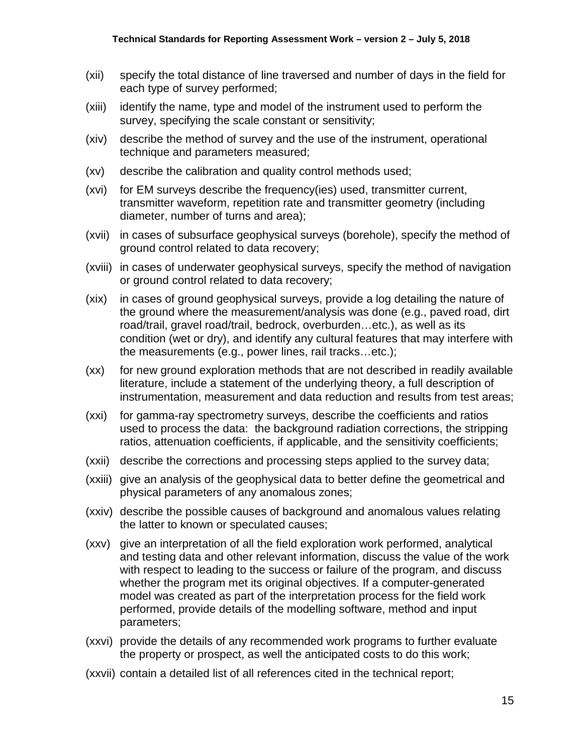(xii) specify the total distance of line traversed and number of days in the field for each type of survey performed;

(xiii) identify the name, type and model of the instrument used to perform the survey, specifying the scale constant or sensitivity;

(xiv) describe the method of survey and the use of the instrument, operational technique and parameters measured;

(xv) describe the calibration and quality control methods used;

(xvi) for EM surveys describe the frequency(ies) used, transmitter current, transmitter waveform, repetition rate and transmitter geometry (including diameter, number of turns and area);

(xvii) in cases of subsurface geophysical surveys (borehole), specify the method of ground control related to data recovery;

(xviii) in cases of underwater geophysical surveys, specify the method of navigation or ground control related to data recovery;

(xix) in cases of ground geophysical surveys, provide a log detailing the nature of the ground where the measurement/analysis was done (e.g., paved road, dirt road/trail, gravel road/trail, bedrock, overburden…etc.), as well as its condition (wet or dry), and identify any cultural features that may interfere with the measurements (e.g., power lines, rail tracks…etc.);

(xx) for new ground exploration methods that are not described in readily available literature, include a statement of the underlying theory, a full description of instrumentation, measurement and data reduction and results from test areas;

(xxi) for gamma-ray spectrometry surveys, describe the coefficients and ratios used to process the data: the background radiation corrections, the stripping ratios, attenuation coefficients, if applicable, and the sensitivity coefficients;

(xxii) describe the corrections and processing steps applied to the survey data;

(xxiii) give an analysis of the geophysical data to better define the geometrical and physical parameters of any anomalous zones;

(xxiv) describe the possible causes of background and anomalous values relating the latter to known or speculated causes;

(xxv) give an interpretation of all the field exploration work performed, analytical and testing data and other relevant information, discuss the value of the work with respect to leading to the success or failure of the program, and discuss whether the program met its original objectives. If a computer-generated model was created as part of the interpretation process for the field work performed, provide details of the modelling software, method and input parameters;

(xxvi) provide the details of any recommended work programs to further evaluate the property or prospect, as well the anticipated costs to do this work;

(xxvii) contain a detailed list of all references cited in the technical report;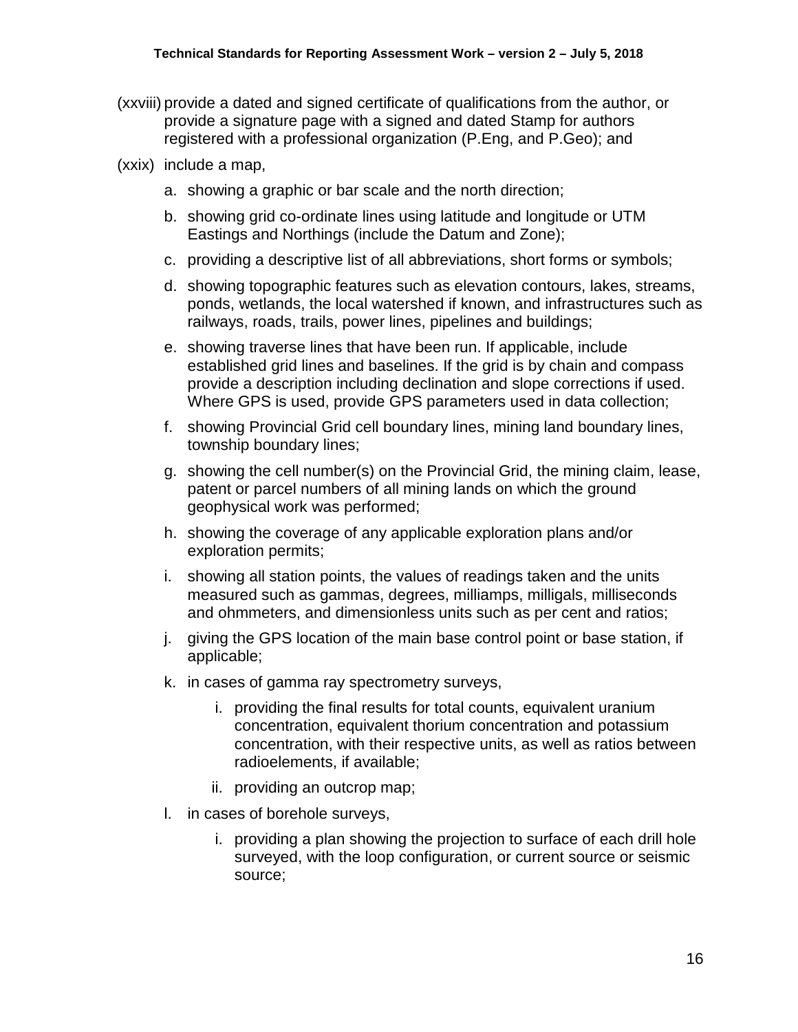(xxviii) provide a dated and signed certificate of qualifications from the author, or provide a signature page with a signed and dated Stamp for authors registered with a professional organization (P.Eng, and P.Geo); and

(xxix) include a map,

a. showing a graphic or bar scale and the north direction;

b. showing grid co-ordinate lines using latitude and longitude or UTM Eastings and Northings (include the Datum and Zone);

c. providing a descriptive list of all abbreviations, short forms or symbols;

d. showing topographic features such as elevation contours, lakes, streams, ponds, wetlands, the local watershed if known, and infrastructures such as railways, roads, trails, power lines, pipelines and buildings;

e. showing traverse lines that have been run. If applicable, include established grid lines and baselines. If the grid is by chain and compass provide a description including declination and slope corrections if used. Where GPS is used, provide GPS parameters used in data collection;

f. showing Provincial Grid cell boundary lines, mining land boundary lines, township boundary lines;

g. showing the cell number(s) on the Provincial Grid, the mining claim, lease, patent or parcel numbers of all mining lands on which the ground geophysical work was performed;

h. showing the coverage of any applicable exploration plans and/or exploration permits;

i. showing all station points, the values of readings taken and the units measured such as gammas, degrees, milliamps, milligals, milliseconds and ohmmeters, and dimensionless units such as per cent and ratios;

j. giving the GPS location of the main base control point or base station, if applicable;

k. in cases of gamma ray spectrometry surveys,

    i. providing the final results for total counts, equivalent uranium concentration, equivalent thorium concentration and potassium concentration, with their respective units, as well as ratios between radioelements, if available;

    ii. providing an outcrop map;

l. in cases of borehole surveys,

    i. providing a plan showing the projection to surface of each drill hole surveyed, with the loop configuration, or current source or seismic source;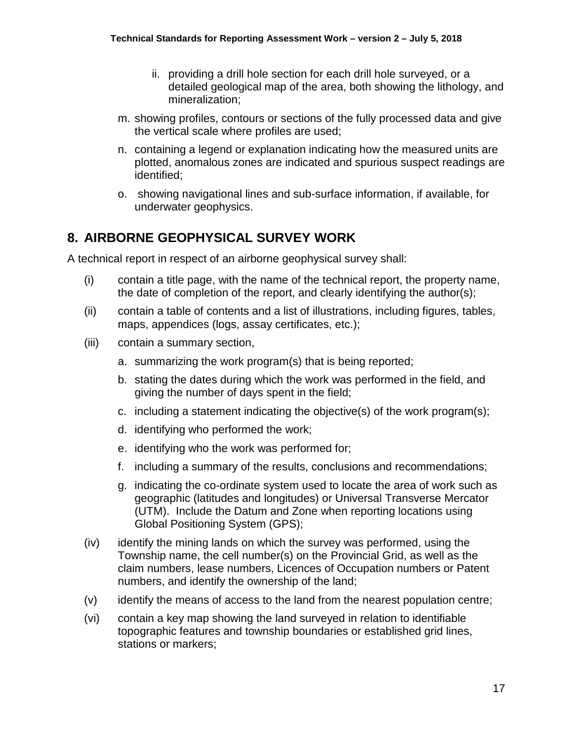ii. providing a drill hole section for each drill hole surveyed, or a detailed geological map of the area, both showing the lithology, and mineralization;

m. showing profiles, contours or sections of the fully processed data and give the vertical scale where profiles are used;

n. containing a legend or explanation indicating how the measured units are plotted, anomalous zones are indicated and spurious suspect readings are identified;

o. showing navigational lines and sub-surface information, if available, for underwater geophysics.

## 8. AIRBORNE GEOPHYSICAL SURVEY WORK

A technical report in respect of an airborne geophysical survey shall:

(i) contain a title page, with the name of the technical report, the property name, the date of completion of the report, and clearly identifying the author(s);

(ii) contain a table of contents and a list of illustrations, including figures, tables, maps, appendices (logs, assay certificates, etc.);

(iii) contain a summary section,

   a. summarizing the work program(s) that is being reported;

   b. stating the dates during which the work was performed in the field, and giving the number of days spent in the field;

   c. including a statement indicating the objective(s) of the work program(s);

   d. identifying who performed the work;

   e. identifying who the work was performed for;

   f. including a summary of the results, conclusions and recommendations;

   g. indicating the co-ordinate system used to locate the area of work such as geographic (latitudes and longitudes) or Universal Transverse Mercator (UTM). Include the Datum and Zone when reporting locations using Global Positioning System (GPS);

(iv) identify the mining lands on which the survey was performed, using the Township name, the cell number(s) on the Provincial Grid, as well as the claim numbers, lease numbers, Licences of Occupation numbers or Patent numbers, and identify the ownership of the land;

(v) identify the means of access to the land from the nearest population centre;

(vi) contain a key map showing the land surveyed in relation to identifiable topographic features and township boundaries or established grid lines, stations or markers;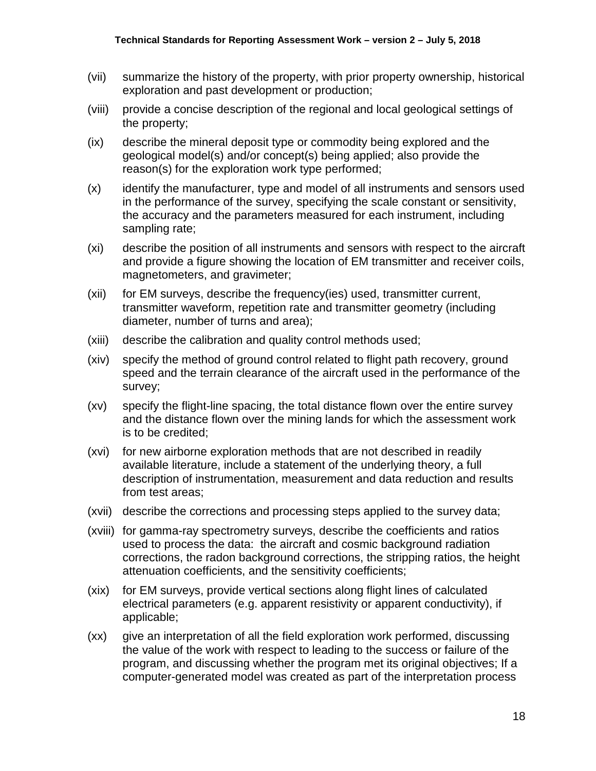(vii) summarize the history of the property, with prior property ownership, historical exploration and past development or production;

(viii) provide a concise description of the regional and local geological settings of the property;

(ix) describe the mineral deposit type or commodity being explored and the geological model(s) and/or concept(s) being applied; also provide the reason(s) for the exploration work type performed;

(x) identify the manufacturer, type and model of all instruments and sensors used in the performance of the survey, specifying the scale constant or sensitivity, the accuracy and the parameters measured for each instrument, including sampling rate;

(xi) describe the position of all instruments and sensors with respect to the aircraft and provide a figure showing the location of EM transmitter and receiver coils, magnetometers, and gravimeter;

(xii) for EM surveys, describe the frequency(ies) used, transmitter current, transmitter waveform, repetition rate and transmitter geometry (including diameter, number of turns and area);

(xiii) describe the calibration and quality control methods used;

(xiv) specify the method of ground control related to flight path recovery, ground speed and the terrain clearance of the aircraft used in the performance of the survey;

(xv) specify the flight-line spacing, the total distance flown over the entire survey and the distance flown over the mining lands for which the assessment work is to be credited;

(xvi) for new airborne exploration methods that are not described in readily available literature, include a statement of the underlying theory, a full description of instrumentation, measurement and data reduction and results from test areas;

(xvii) describe the corrections and processing steps applied to the survey data;

(xviii) for gamma-ray spectrometry surveys, describe the coefficients and ratios used to process the data: the aircraft and cosmic background radiation corrections, the radon background corrections, the stripping ratios, the height attenuation coefficients, and the sensitivity coefficients;

(xix) for EM surveys, provide vertical sections along flight lines of calculated electrical parameters (e.g. apparent resistivity or apparent conductivity), if applicable;

(xx) give an interpretation of all the field exploration work performed, discussing the value of the work with respect to leading to the success or failure of the program, and discussing whether the program met its original objectives; If a computer-generated model was created as part of the interpretation process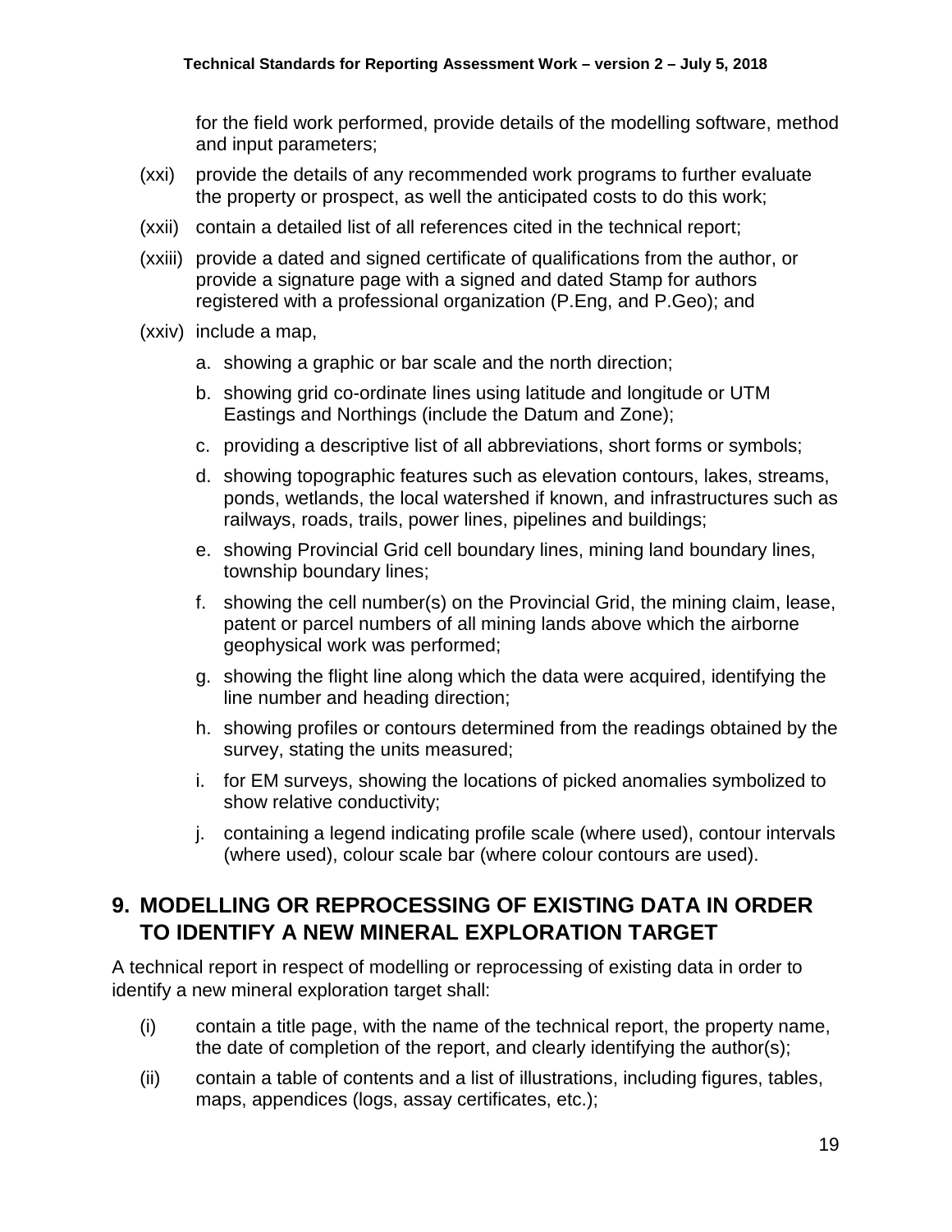for the field work performed, provide details of the modelling software, method and input parameters;

(xxi) provide the details of any recommended work programs to further evaluate the property or prospect, as well the anticipated costs to do this work;

(xxii) contain a detailed list of all references cited in the technical report;

(xxiii) provide a dated and signed certificate of qualifications from the author, or provide a signature page with a signed and dated Stamp for authors registered with a professional organization (P.Eng, and P.Geo); and

(xxiv) include a map,

a. showing a graphic or bar scale and the north direction;

b. showing grid co-ordinate lines using latitude and longitude or UTM Eastings and Northings (include the Datum and Zone);

c. providing a descriptive list of all abbreviations, short forms or symbols;

d. showing topographic features such as elevation contours, lakes, streams, ponds, wetlands, the local watershed if known, and infrastructures such as railways, roads, trails, power lines, pipelines and buildings;

e. showing Provincial Grid cell boundary lines, mining land boundary lines, township boundary lines;

f. showing the cell number(s) on the Provincial Grid, the mining claim, lease, patent or parcel numbers of all mining lands above which the airborne geophysical work was performed;

g. showing the flight line along which the data were acquired, identifying the line number and heading direction;

h. showing profiles or contours determined from the readings obtained by the survey, stating the units measured;

i. for EM surveys, showing the locations of picked anomalies symbolized to show relative conductivity;

j. containing a legend indicating profile scale (where used), contour intervals (where used), colour scale bar (where colour contours are used).

## 9. MODELLING OR REPROCESSING OF EXISTING DATA IN ORDER TO IDENTIFY A NEW MINERAL EXPLORATION TARGET

A technical report in respect of modelling or reprocessing of existing data in order to identify a new mineral exploration target shall:

(i) contain a title page, with the name of the technical report, the property name, the date of completion of the report, and clearly identifying the author(s);

(ii) contain a table of contents and a list of illustrations, including figures, tables, maps, appendices (logs, assay certificates, etc.);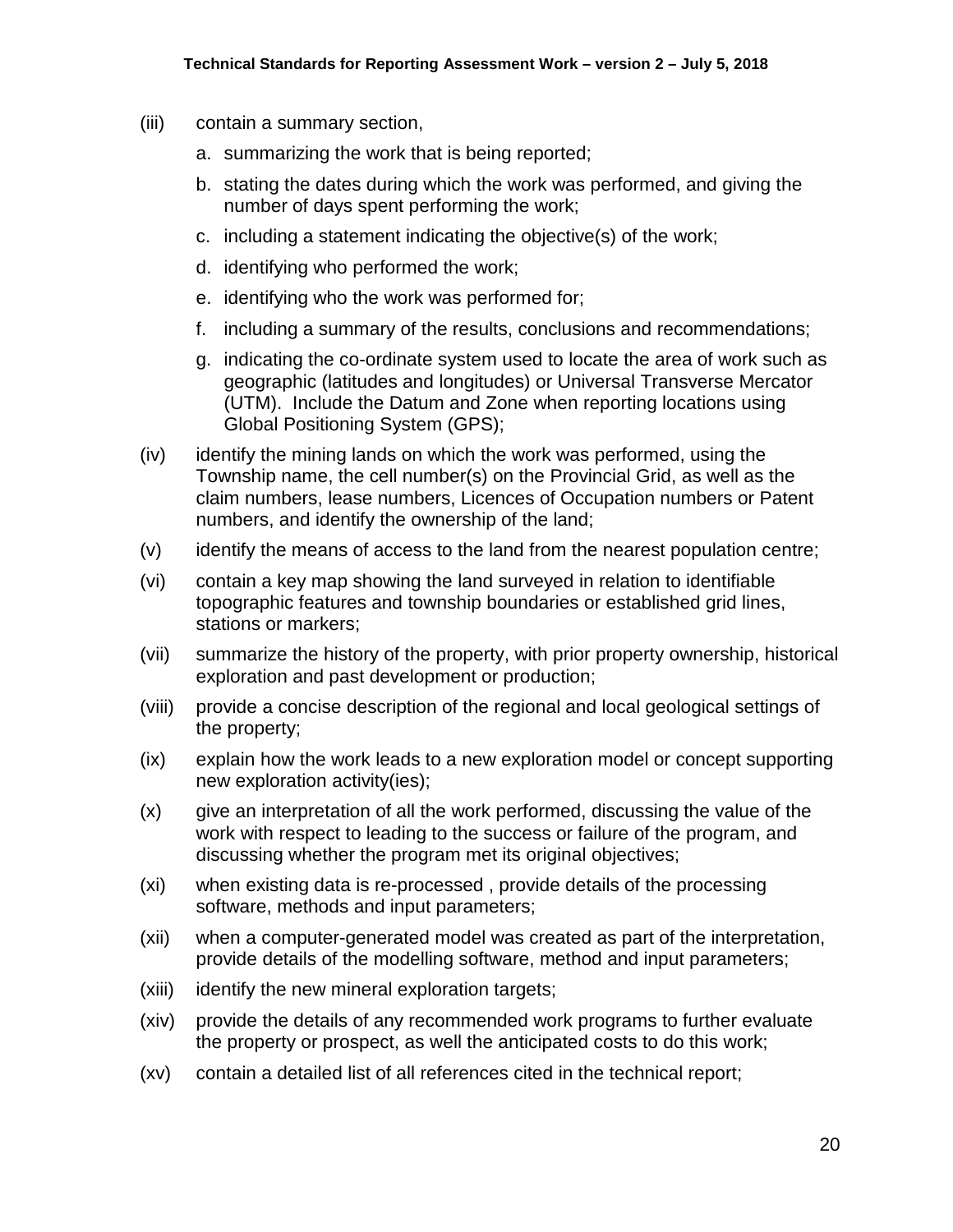(iii) contain a summary section,

a. summarizing the work that is being reported;

b. stating the dates during which the work was performed, and giving the number of days spent performing the work;

c. including a statement indicating the objective(s) of the work;

d. identifying who performed the work;

e. identifying who the work was performed for;

f. including a summary of the results, conclusions and recommendations;

g. indicating the co-ordinate system used to locate the area of work such as geographic (latitudes and longitudes) or Universal Transverse Mercator (UTM). Include the Datum and Zone when reporting locations using Global Positioning System (GPS);

(iv) identify the mining lands on which the work was performed, using the Township name, the cell number(s) on the Provincial Grid, as well as the claim numbers, lease numbers, Licences of Occupation numbers or Patent numbers, and identify the ownership of the land;

(v) identify the means of access to the land from the nearest population centre;

(vi) contain a key map showing the land surveyed in relation to identifiable topographic features and township boundaries or established grid lines, stations or markers;

(vii) summarize the history of the property, with prior property ownership, historical exploration and past development or production;

(viii) provide a concise description of the regional and local geological settings of the property;

(ix) explain how the work leads to a new exploration model or concept supporting new exploration activity(ies);

(x) give an interpretation of all the work performed, discussing the value of the work with respect to leading to the success or failure of the program, and discussing whether the program met its original objectives;

(xi) when existing data is re-processed , provide details of the processing software, methods and input parameters;

(xii) when a computer-generated model was created as part of the interpretation, provide details of the modelling software, method and input parameters;

(xiii) identify the new mineral exploration targets;

(xiv) provide the details of any recommended work programs to further evaluate the property or prospect, as well the anticipated costs to do this work;

(xv) contain a detailed list of all references cited in the technical report;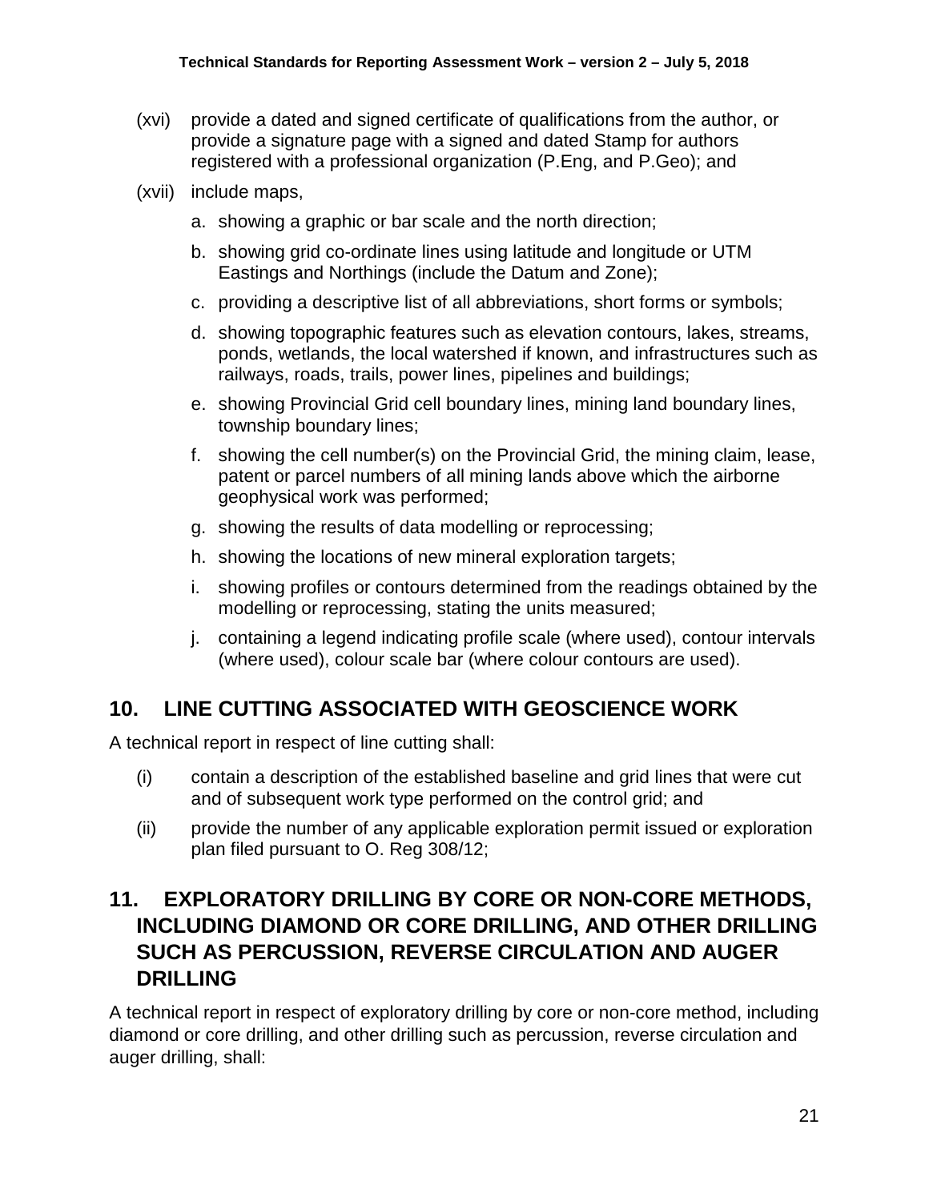(xvi) provide a dated and signed certificate of qualifications from the author, or provide a signature page with a signed and dated Stamp for authors registered with a professional organization (P.Eng, and P.Geo); and

(xvii) include maps,

a. showing a graphic or bar scale and the north direction;

b. showing grid co-ordinate lines using latitude and longitude or UTM Eastings and Northings (include the Datum and Zone);

c. providing a descriptive list of all abbreviations, short forms or symbols;

d. showing topographic features such as elevation contours, lakes, streams, ponds, wetlands, the local watershed if known, and infrastructures such as railways, roads, trails, power lines, pipelines and buildings;

e. showing Provincial Grid cell boundary lines, mining land boundary lines, township boundary lines;

f. showing the cell number(s) on the Provincial Grid, the mining claim, lease, patent or parcel numbers of all mining lands above which the airborne geophysical work was performed;

g. showing the results of data modelling or reprocessing;

h. showing the locations of new mineral exploration targets;

i. showing profiles or contours determined from the readings obtained by the modelling or reprocessing, stating the units measured;

j. containing a legend indicating profile scale (where used), contour intervals (where used), colour scale bar (where colour contours are used).

## 10. LINE CUTTING ASSOCIATED WITH GEOSCIENCE WORK

A technical report in respect of line cutting shall:

(i) contain a description of the established baseline and grid lines that were cut and of subsequent work type performed on the control grid; and

(ii) provide the number of any applicable exploration permit issued or exploration plan filed pursuant to O. Reg 308/12;

## 11. EXPLORATORY DRILLING BY CORE OR NON-CORE METHODS, INCLUDING DIAMOND OR CORE DRILLING, AND OTHER DRILLING SUCH AS PERCUSSION, REVERSE CIRCULATION AND AUGER DRILLING

A technical report in respect of exploratory drilling by core or non-core method, including diamond or core drilling, and other drilling such as percussion, reverse circulation and auger drilling, shall: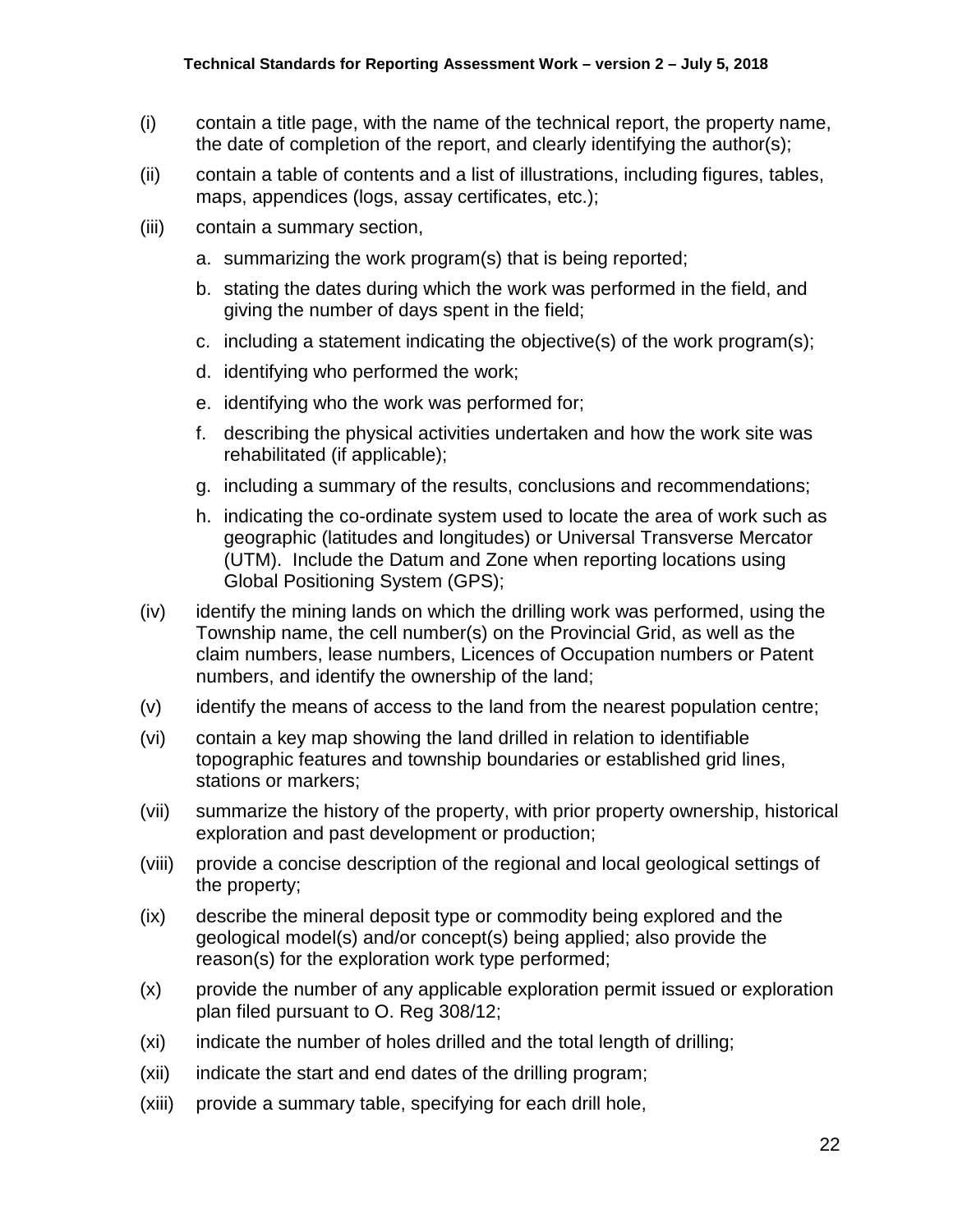(i) contain a title page, with the name of the technical report, the property name, the date of completion of the report, and clearly identifying the author(s);

(ii) contain a table of contents and a list of illustrations, including figures, tables, maps, appendices (logs, assay certificates, etc.);

(iii) contain a summary section,

   a. summarizing the work program(s) that is being reported;

   b. stating the dates during which the work was performed in the field, and giving the number of days spent in the field;

   c. including a statement indicating the objective(s) of the work program(s);

   d. identifying who performed the work;

   e. identifying who the work was performed for;

   f. describing the physical activities undertaken and how the work site was rehabilitated (if applicable);

   g. including a summary of the results, conclusions and recommendations;

   h. indicating the co-ordinate system used to locate the area of work such as geographic (latitudes and longitudes) or Universal Transverse Mercator (UTM). Include the Datum and Zone when reporting locations using Global Positioning System (GPS);

(iv) identify the mining lands on which the drilling work was performed, using the Township name, the cell number(s) on the Provincial Grid, as well as the claim numbers, lease numbers, Licences of Occupation numbers or Patent numbers, and identify the ownership of the land;

(v) identify the means of access to the land from the nearest population centre;

(vi) contain a key map showing the land drilled in relation to identifiable topographic features and township boundaries or established grid lines, stations or markers;

(vii) summarize the history of the property, with prior property ownership, historical exploration and past development or production;

(viii) provide a concise description of the regional and local geological settings of the property;

(ix) describe the mineral deposit type or commodity being explored and the geological model(s) and/or concept(s) being applied; also provide the reason(s) for the exploration work type performed;

(x) provide the number of any applicable exploration permit issued or exploration plan filed pursuant to O. Reg 308/12;

(xi) indicate the number of holes drilled and the total length of drilling;

(xii) indicate the start and end dates of the drilling program;

(xiii) provide a summary table, specifying for each drill hole,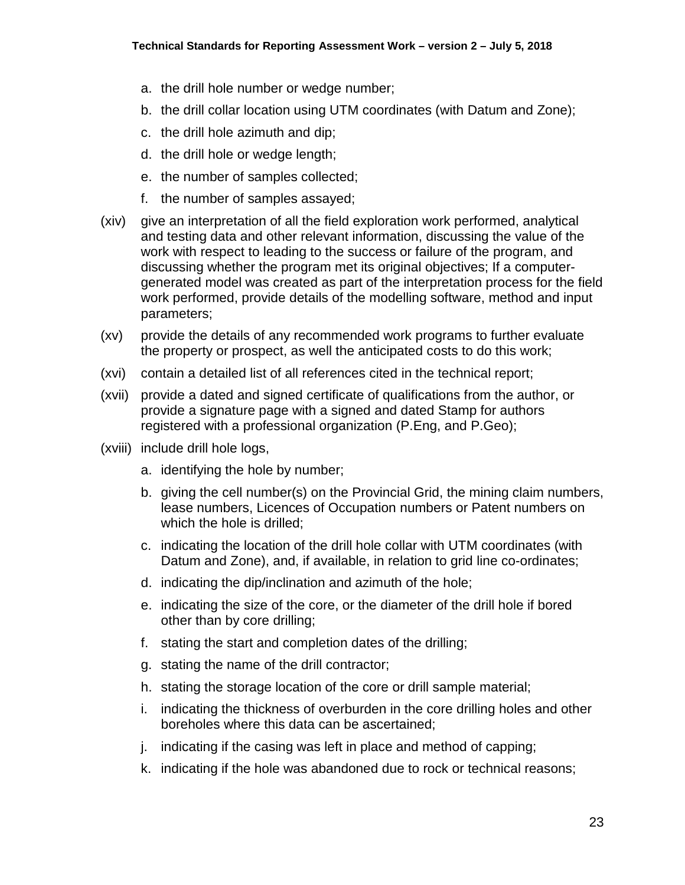a. the drill hole number or wedge number;
b. the drill collar location using UTM coordinates (with Datum and Zone);
c. the drill hole azimuth and dip;
d. the drill hole or wedge length;
e. the number of samples collected;
f. the number of samples assayed;

(xiv) give an interpretation of all the field exploration work performed, analytical and testing data and other relevant information, discussing the value of the work with respect to leading to the success or failure of the program, and discussing whether the program met its original objectives; If a computer-generated model was created as part of the interpretation process for the field work performed, provide details of the modelling software, method and input parameters;

(xv) provide the details of any recommended work programs to further evaluate the property or prospect, as well the anticipated costs to do this work;

(xvi) contain a detailed list of all references cited in the technical report;

(xvii) provide a dated and signed certificate of qualifications from the author, or provide a signature page with a signed and dated Stamp for authors registered with a professional organization (P.Eng, and P.Geo);

(xviii) include drill hole logs,

a. identifying the hole by number;
b. giving the cell number(s) on the Provincial Grid, the mining claim numbers, lease numbers, Licences of Occupation numbers or Patent numbers on which the hole is drilled;
c. indicating the location of the drill hole collar with UTM coordinates (with Datum and Zone), and, if available, in relation to grid line co-ordinates;
d. indicating the dip/inclination and azimuth of the hole;
e. indicating the size of the core, or the diameter of the drill hole if bored other than by core drilling;
f. stating the start and completion dates of the drilling;
g. stating the name of the drill contractor;
h. stating the storage location of the core or drill sample material;
i. indicating the thickness of overburden in the core drilling holes and other boreholes where this data can be ascertained;
j. indicating if the casing was left in place and method of capping;
k. indicating if the hole was abandoned due to rock or technical reasons;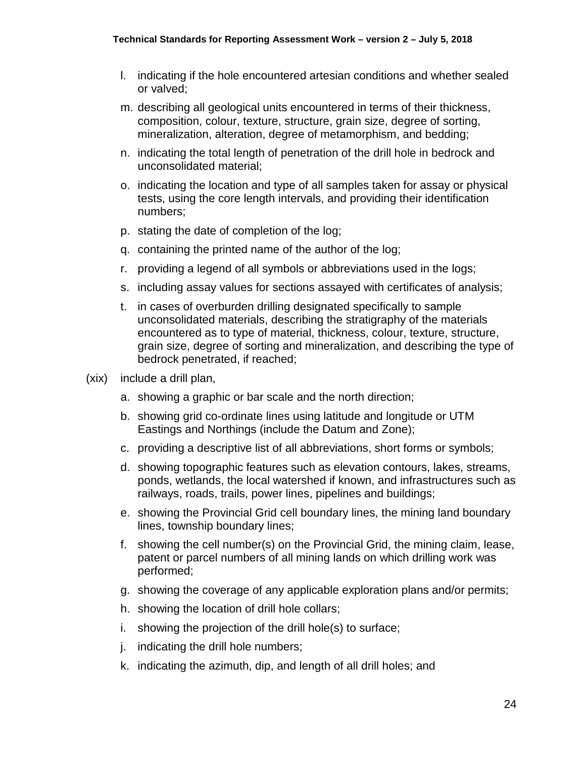l. indicating if the hole encountered artesian conditions and whether sealed or valved;

m. describing all geological units encountered in terms of their thickness, composition, colour, texture, structure, grain size, degree of sorting, mineralization, alteration, degree of metamorphism, and bedding;

n. indicating the total length of penetration of the drill hole in bedrock and unconsolidated material;

o. indicating the location and type of all samples taken for assay or physical tests, using the core length intervals, and providing their identification numbers;

p. stating the date of completion of the log;

q. containing the printed name of the author of the log;

r. providing a legend of all symbols or abbreviations used in the logs;

s. including assay values for sections assayed with certificates of analysis;

t. in cases of overburden drilling designated specifically to sample unconsolidated materials, describing the stratigraphy of the materials encountered as to type of material, thickness, colour, texture, structure, grain size, degree of sorting and mineralization, and describing the type of bedrock penetrated, if reached;

(xix) include a drill plan,

a. showing a graphic or bar scale and the north direction;

b. showing grid co-ordinate lines using latitude and longitude or UTM Eastings and Northings (include the Datum and Zone);

c. providing a descriptive list of all abbreviations, short forms or symbols;

d. showing topographic features such as elevation contours, lakes, streams, ponds, wetlands, the local watershed if known, and infrastructures such as railways, roads, trails, power lines, pipelines and buildings;

e. showing the Provincial Grid cell boundary lines, the mining land boundary lines, township boundary lines;

f. showing the cell number(s) on the Provincial Grid, the mining claim, lease, patent or parcel numbers of all mining lands on which drilling work was performed;

g. showing the coverage of any applicable exploration plans and/or permits;

h. showing the location of drill hole collars;

i. showing the projection of the drill hole(s) to surface;

j. indicating the drill hole numbers;

k. indicating the azimuth, dip, and length of all drill holes; and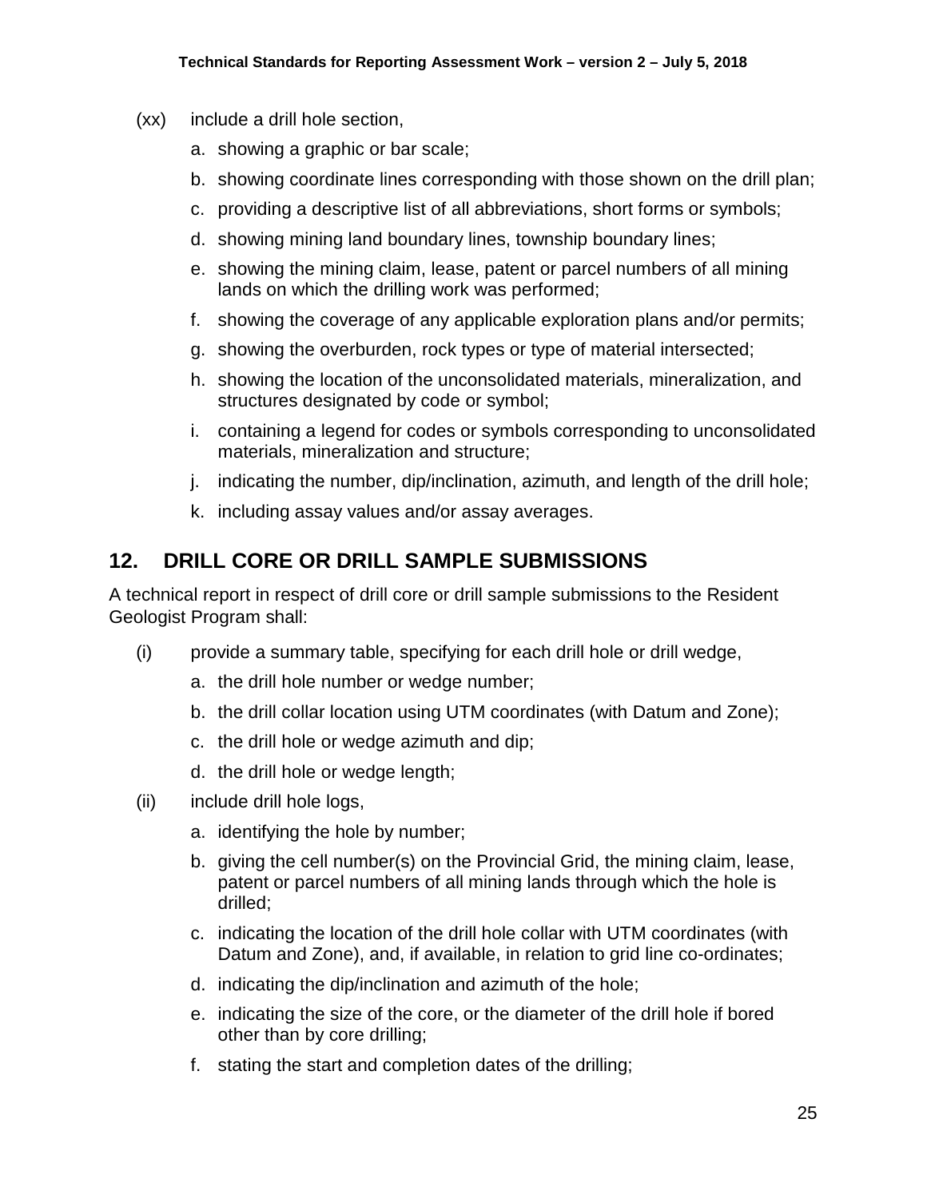(xx) include a drill hole section,

   a. showing a graphic or bar scale;
   b. showing coordinate lines corresponding with those shown on the drill plan;
   c. providing a descriptive list of all abbreviations, short forms or symbols;
   d. showing mining land boundary lines, township boundary lines;
   e. showing the mining claim, lease, patent or parcel numbers of all mining lands on which the drilling work was performed;
   f. showing the coverage of any applicable exploration plans and/or permits;
   g. showing the overburden, rock types or type of material intersected;
   h. showing the location of the unconsolidated materials, mineralization, and structures designated by code or symbol;
   i. containing a legend for codes or symbols corresponding to unconsolidated materials, mineralization and structure;
   j. indicating the number, dip/inclination, azimuth, and length of the drill hole;
   k. including assay values and/or assay averages.

## 12. DRILL CORE OR DRILL SAMPLE SUBMISSIONS

A technical report in respect of drill core or drill sample submissions to the Resident Geologist Program shall:

(i) provide a summary table, specifying for each drill hole or drill wedge,

   a. the drill hole number or wedge number;
   b. the drill collar location using UTM coordinates (with Datum and Zone);
   c. the drill hole or wedge azimuth and dip;
   d. the drill hole or wedge length;

(ii) include drill hole logs,

   a. identifying the hole by number;
   b. giving the cell number(s) on the Provincial Grid, the mining claim, lease, patent or parcel numbers of all mining lands through which the hole is drilled;
   c. indicating the location of the drill hole collar with UTM coordinates (with Datum and Zone), and, if available, in relation to grid line co-ordinates;
   d. indicating the dip/inclination and azimuth of the hole;
   e. indicating the size of the core, or the diameter of the drill hole if bored other than by core drilling;
   f. stating the start and completion dates of the drilling;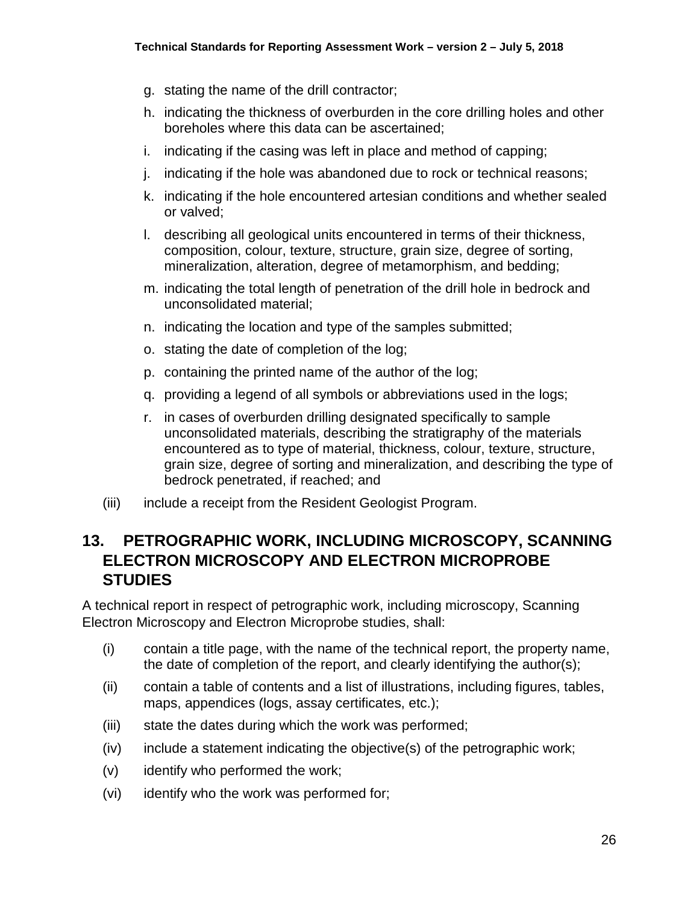g. stating the name of the drill contractor;

h. indicating the thickness of overburden in the core drilling holes and other boreholes where this data can be ascertained;

i. indicating if the casing was left in place and method of capping;

j. indicating if the hole was abandoned due to rock or technical reasons;

k. indicating if the hole encountered artesian conditions and whether sealed or valved;

l. describing all geological units encountered in terms of their thickness, composition, colour, texture, structure, grain size, degree of sorting, mineralization, alteration, degree of metamorphism, and bedding;

m. indicating the total length of penetration of the drill hole in bedrock and unconsolidated material;

n. indicating the location and type of the samples submitted;

o. stating the date of completion of the log;

p. containing the printed name of the author of the log;

q. providing a legend of all symbols or abbreviations used in the logs;

r. in cases of overburden drilling designated specifically to sample unconsolidated materials, describing the stratigraphy of the materials encountered as to type of material, thickness, colour, texture, structure, grain size, degree of sorting and mineralization, and describing the type of bedrock penetrated, if reached; and

(iii) include a receipt from the Resident Geologist Program.

## 13. PETROGRAPHIC WORK, INCLUDING MICROSCOPY, SCANNING ELECTRON MICROSCOPY AND ELECTRON MICROPROBE STUDIES

A technical report in respect of petrographic work, including microscopy, Scanning Electron Microscopy and Electron Microprobe studies, shall:

(i) contain a title page, with the name of the technical report, the property name, the date of completion of the report, and clearly identifying the author(s);

(ii) contain a table of contents and a list of illustrations, including figures, tables, maps, appendices (logs, assay certificates, etc.);

(iii) state the dates during which the work was performed;

(iv) include a statement indicating the objective(s) of the petrographic work;

(v) identify who performed the work;

(vi) identify who the work was performed for;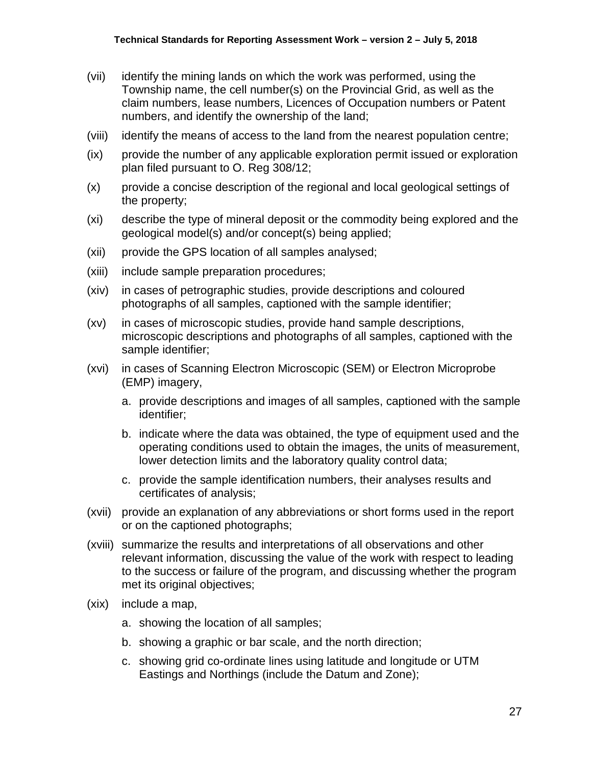(vii) identify the mining lands on which the work was performed, using the Township name, the cell number(s) on the Provincial Grid, as well as the claim numbers, lease numbers, Licences of Occupation numbers or Patent numbers, and identify the ownership of the land;

(viii) identify the means of access to the land from the nearest population centre;

(ix) provide the number of any applicable exploration permit issued or exploration plan filed pursuant to O. Reg 308/12;

(x) provide a concise description of the regional and local geological settings of the property;

(xi) describe the type of mineral deposit or the commodity being explored and the geological model(s) and/or concept(s) being applied;

(xii) provide the GPS location of all samples analysed;

(xiii) include sample preparation procedures;

(xiv) in cases of petrographic studies, provide descriptions and coloured photographs of all samples, captioned with the sample identifier;

(xv) in cases of microscopic studies, provide hand sample descriptions, microscopic descriptions and photographs of all samples, captioned with the sample identifier;

(xvi) in cases of Scanning Electron Microscopic (SEM) or Electron Microprobe (EMP) imagery,

   a. provide descriptions and images of all samples, captioned with the sample identifier;

   b. indicate where the data was obtained, the type of equipment used and the operating conditions used to obtain the images, the units of measurement, lower detection limits and the laboratory quality control data;

   c. provide the sample identification numbers, their analyses results and certificates of analysis;

(xvii) provide an explanation of any abbreviations or short forms used in the report or on the captioned photographs;

(xviii) summarize the results and interpretations of all observations and other relevant information, discussing the value of the work with respect to leading to the success or failure of the program, and discussing whether the program met its original objectives;

(xix) include a map,

   a. showing the location of all samples;

   b. showing a graphic or bar scale, and the north direction;

   c. showing grid co-ordinate lines using latitude and longitude or UTM Eastings and Northings (include the Datum and Zone);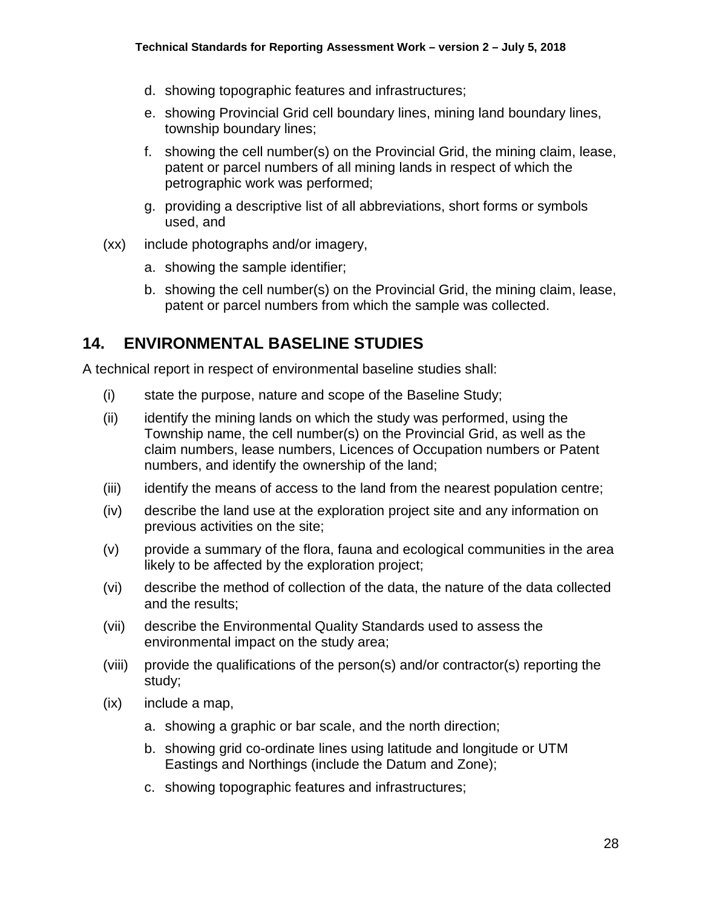d. showing topographic features and infrastructures;

e. showing Provincial Grid cell boundary lines, mining land boundary lines, township boundary lines;

f. showing the cell number(s) on the Provincial Grid, the mining claim, lease, patent or parcel numbers of all mining lands in respect of which the petrographic work was performed;

g. providing a descriptive list of all abbreviations, short forms or symbols used, and

(xx) include photographs and/or imagery,

a. showing the sample identifier;

b. showing the cell number(s) on the Provincial Grid, the mining claim, lease, patent or parcel numbers from which the sample was collected.

## 14. ENVIRONMENTAL BASELINE STUDIES

A technical report in respect of environmental baseline studies shall:

(i) state the purpose, nature and scope of the Baseline Study;

(ii) identify the mining lands on which the study was performed, using the Township name, the cell number(s) on the Provincial Grid, as well as the claim numbers, lease numbers, Licences of Occupation numbers or Patent numbers, and identify the ownership of the land;

(iii) identify the means of access to the land from the nearest population centre;

(iv) describe the land use at the exploration project site and any information on previous activities on the site;

(v) provide a summary of the flora, fauna and ecological communities in the area likely to be affected by the exploration project;

(vi) describe the method of collection of the data, the nature of the data collected and the results;

(vii) describe the Environmental Quality Standards used to assess the environmental impact on the study area;

(viii) provide the qualifications of the person(s) and/or contractor(s) reporting the study;

(ix) include a map,

a. showing a graphic or bar scale, and the north direction;

b. showing grid co-ordinate lines using latitude and longitude or UTM Eastings and Northings (include the Datum and Zone);

c. showing topographic features and infrastructures;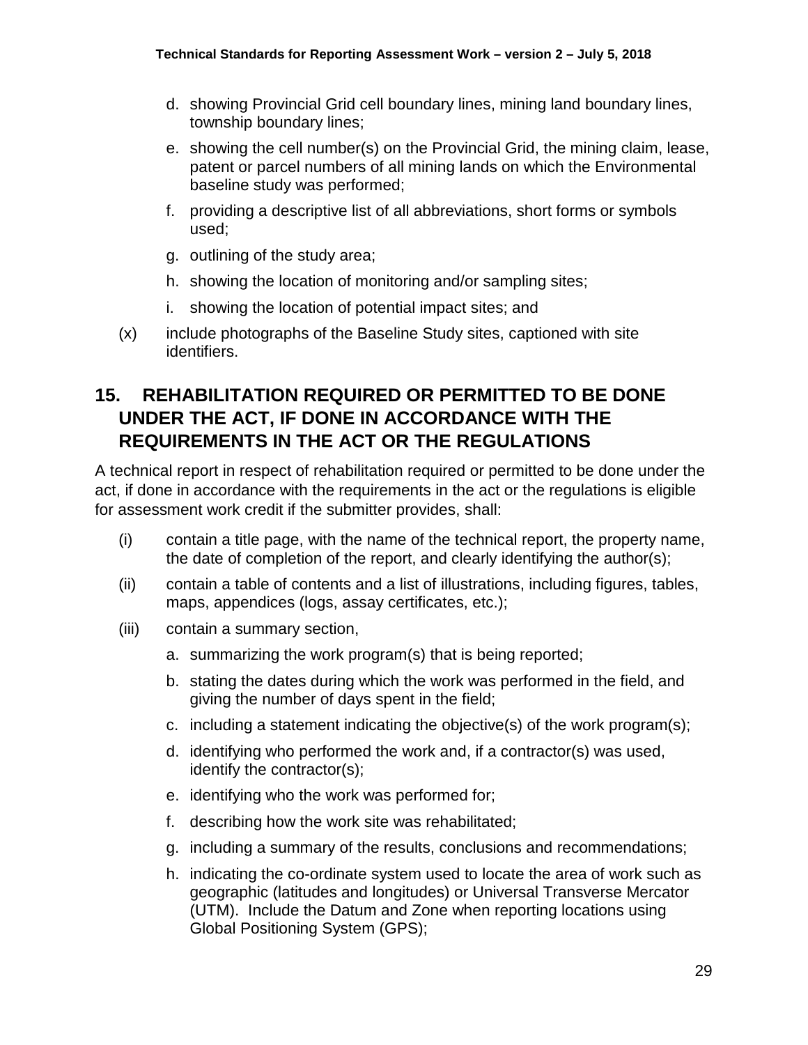d. showing Provincial Grid cell boundary lines, mining land boundary lines, township boundary lines;

e. showing the cell number(s) on the Provincial Grid, the mining claim, lease, patent or parcel numbers of all mining lands on which the Environmental baseline study was performed;

f. providing a descriptive list of all abbreviations, short forms or symbols used;

g. outlining of the study area;

h. showing the location of monitoring and/or sampling sites;

i. showing the location of potential impact sites; and

(x) include photographs of the Baseline Study sites, captioned with site identifiers.

## 15. REHABILITATION REQUIRED OR PERMITTED TO BE DONE UNDER THE ACT, IF DONE IN ACCORDANCE WITH THE REQUIREMENTS IN THE ACT OR THE REGULATIONS

A technical report in respect of rehabilitation required or permitted to be done under the act, if done in accordance with the requirements in the act or the regulations is eligible for assessment work credit if the submitter provides, shall:

(i) contain a title page, with the name of the technical report, the property name, the date of completion of the report, and clearly identifying the author(s);

(ii) contain a table of contents and a list of illustrations, including figures, tables, maps, appendices (logs, assay certificates, etc.);

(iii) contain a summary section,

a. summarizing the work program(s) that is being reported;

b. stating the dates during which the work was performed in the field, and giving the number of days spent in the field;

c. including a statement indicating the objective(s) of the work program(s);

d. identifying who performed the work and, if a contractor(s) was used, identify the contractor(s);

e. identifying who the work was performed for;

f. describing how the work site was rehabilitated;

g. including a summary of the results, conclusions and recommendations;

h. indicating the co-ordinate system used to locate the area of work such as geographic (latitudes and longitudes) or Universal Transverse Mercator (UTM). Include the Datum and Zone when reporting locations using Global Positioning System (GPS);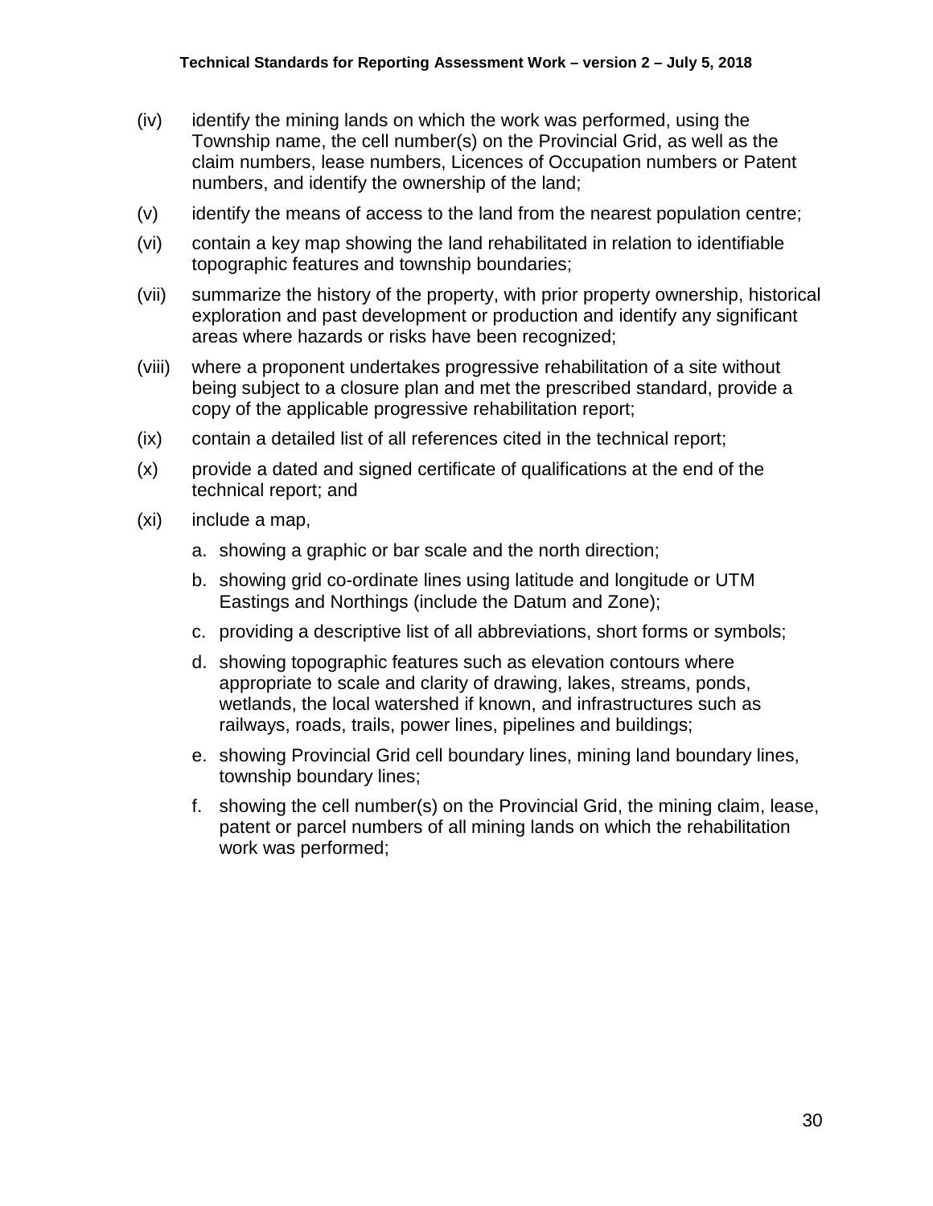(iv) identify the mining lands on which the work was performed, using the Township name, the cell number(s) on the Provincial Grid, as well as the claim numbers, lease numbers, Licences of Occupation numbers or Patent numbers, and identify the ownership of the land;

(v) identify the means of access to the land from the nearest population centre;

(vi) contain a key map showing the land rehabilitated in relation to identifiable topographic features and township boundaries;

(vii) summarize the history of the property, with prior property ownership, historical exploration and past development or production and identify any significant areas where hazards or risks have been recognized;

(viii) where a proponent undertakes progressive rehabilitation of a site without being subject to a closure plan and met the prescribed standard, provide a copy of the applicable progressive rehabilitation report;

(ix) contain a detailed list of all references cited in the technical report;

(x) provide a dated and signed certificate of qualifications at the end of the technical report; and

(xi) include a map,

  a. showing a graphic or bar scale and the north direction;
  b. showing grid co-ordinate lines using latitude and longitude or UTM Eastings and Northings (include the Datum and Zone);
  c. providing a descriptive list of all abbreviations, short forms or symbols;
  d. showing topographic features such as elevation contours where appropriate to scale and clarity of drawing, lakes, streams, ponds, wetlands, the local watershed if known, and infrastructures such as railways, roads, trails, power lines, pipelines and buildings;
  e. showing Provincial Grid cell boundary lines, mining land boundary lines, township boundary lines;
  f. showing the cell number(s) on the Provincial Grid, the mining claim, lease, patent or parcel numbers of all mining lands on which the rehabilitation work was performed;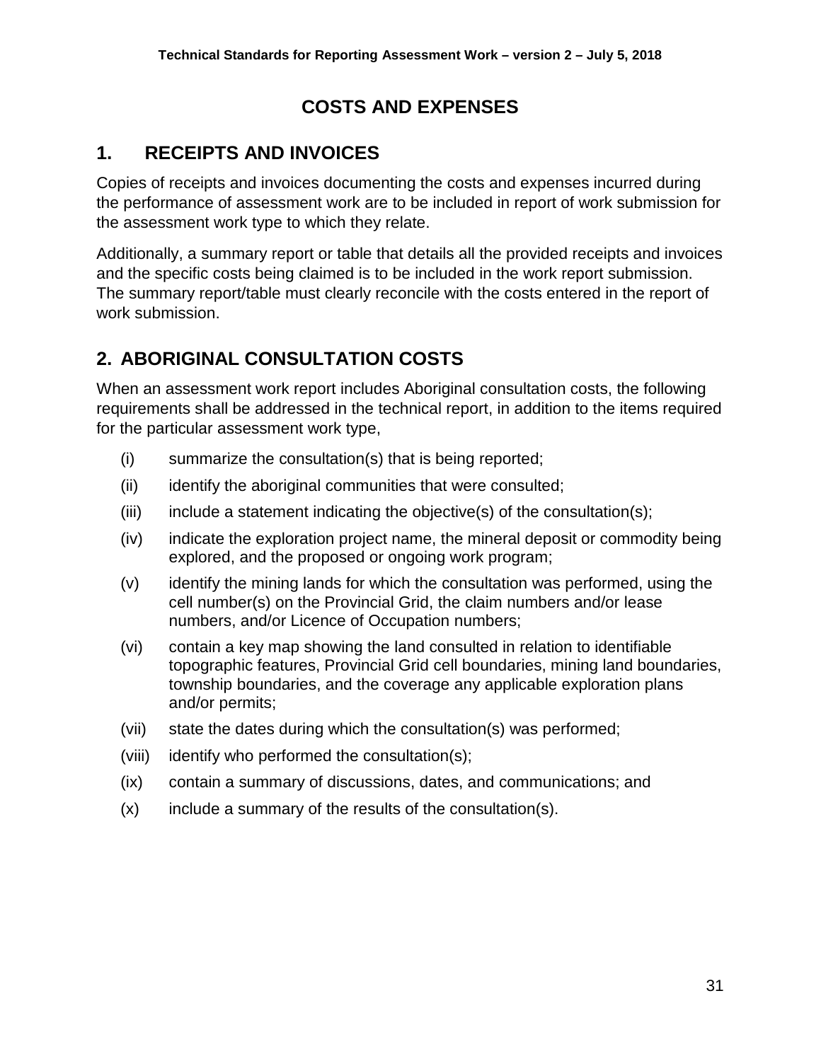# COSTS AND EXPENSES

## 1. RECEIPTS AND INVOICES

Copies of receipts and invoices documenting the costs and expenses incurred during the performance of assessment work are to be included in report of work submission for the assessment work type to which they relate.

Additionally, a summary report or table that details all the provided receipts and invoices and the specific costs being claimed is to be included in the work report submission. The summary report/table must clearly reconcile with the costs entered in the report of work submission.

## 2. ABORIGINAL CONSULTATION COSTS

When an assessment work report includes Aboriginal consultation costs, the following requirements shall be addressed in the technical report, in addition to the items required for the particular assessment work type,

(i) summarize the consultation(s) that is being reported;

(ii) identify the aboriginal communities that were consulted;

(iii) include a statement indicating the objective(s) of the consultation(s);

(iv) indicate the exploration project name, the mineral deposit or commodity being explored, and the proposed or ongoing work program;

(v) identify the mining lands for which the consultation was performed, using the cell number(s) on the Provincial Grid, the claim numbers and/or lease numbers, and/or Licence of Occupation numbers;

(vi) contain a key map showing the land consulted in relation to identifiable topographic features, Provincial Grid cell boundaries, mining land boundaries, township boundaries, and the coverage any applicable exploration plans and/or permits;

(vii) state the dates during which the consultation(s) was performed;

(viii) identify who performed the consultation(s);

(ix) contain a summary of discussions, dates, and communications; and

(x) include a summary of the results of the consultation(s).